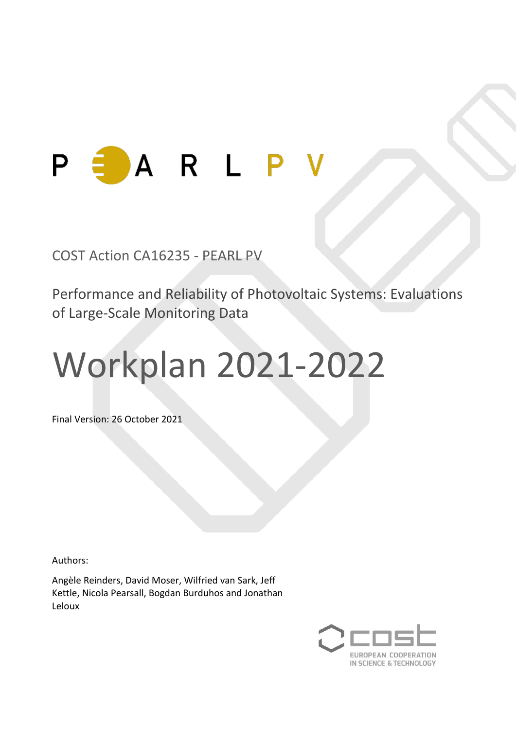P E A R L P V

COST Action CA16235 - PEARL PV

Performance and Reliability of Photovoltaic Systems: Evaluations of Large-Scale Monitoring Data

# Workplan 2021-2022

Final Version: 26 October 2021

Authors:

Angèle Reinders, David Moser, Wilfried van Sark, Jeff Kettle, Nicola Pearsall, Bogdan Burduhos and Jonathan Leloux

cost
EUROPEAN COOPERATION IN SCIENCE & TECHNOLOGY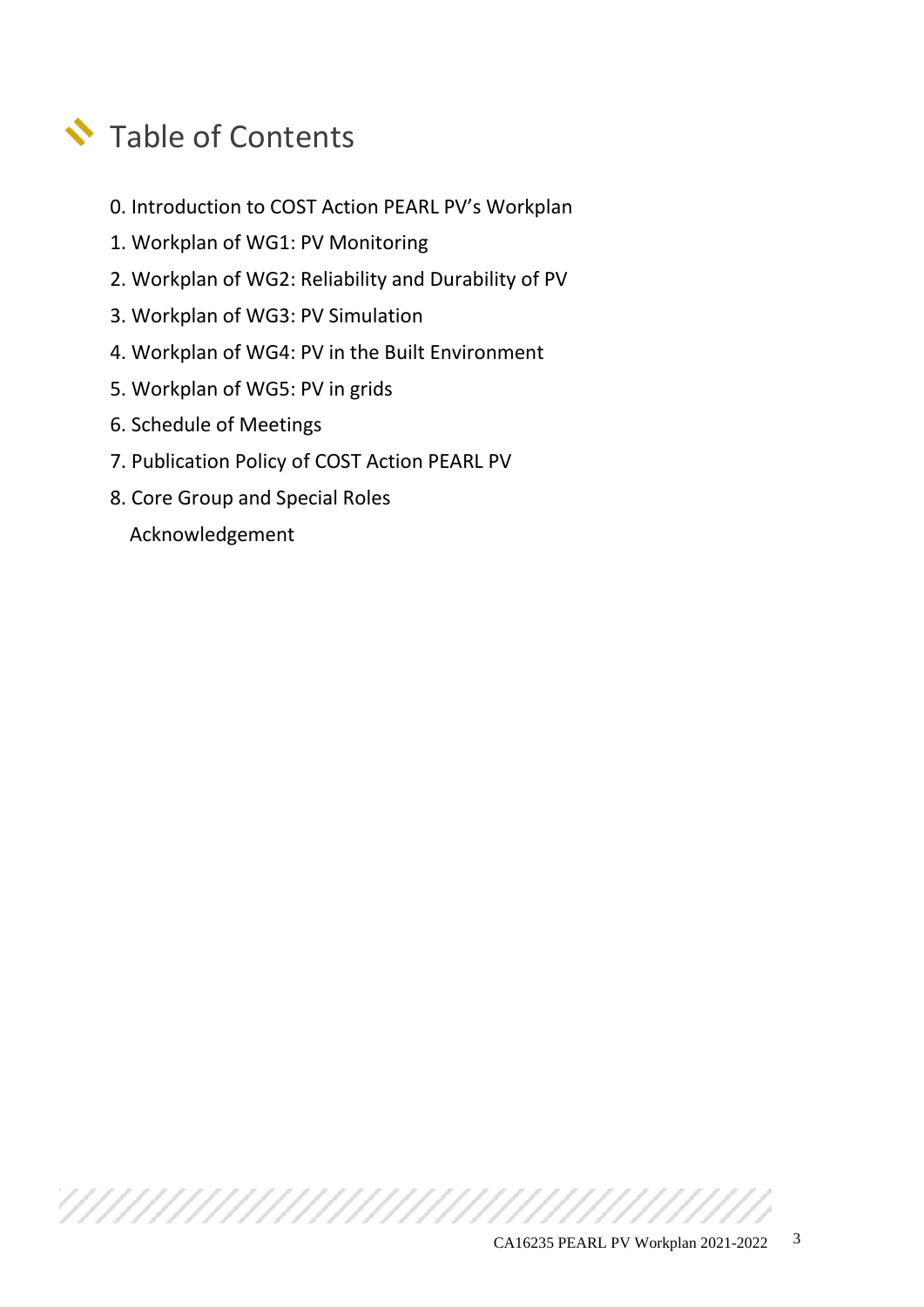# Table of Contents

0. Introduction to COST Action PEARL PV's Workplan
1. Workplan of WG1: PV Monitoring
2. Workplan of WG2: Reliability and Durability of PV
3. Workplan of WG3: PV Simulation
4. Workplan of WG4: PV in the Built Environment
5. Workplan of WG5: PV in grids
6. Schedule of Meetings
7. Publication Policy of COST Action PEARL PV
8. Core Group and Special Roles

Acknowledgement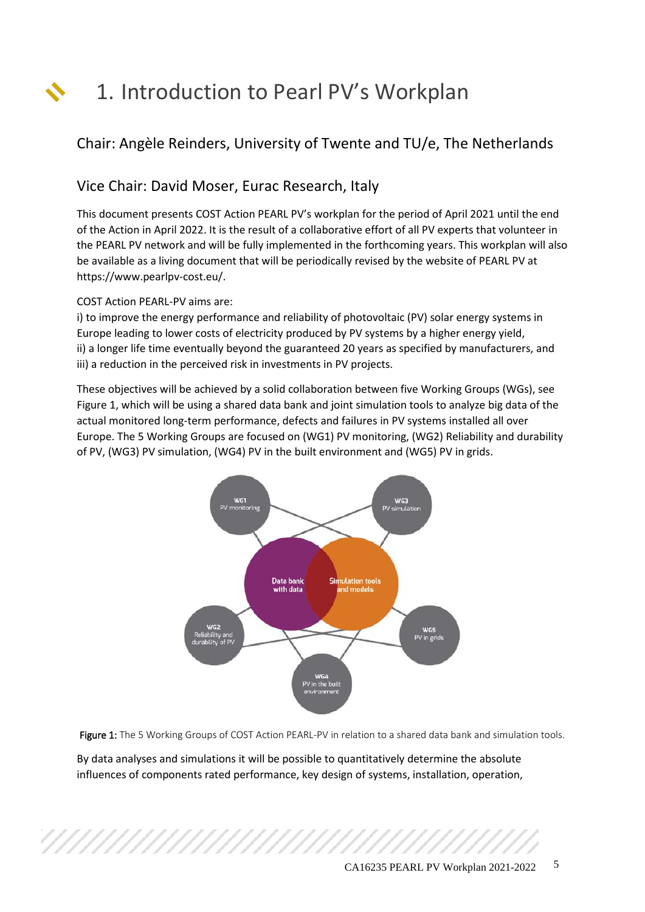# 1. Introduction to Pearl PV's Workplan

## Chair: Angèle Reinders, University of Twente and TU/e, The Netherlands

## Vice Chair: David Moser, Eurac Research, Italy

This document presents COST Action PEARL PV's workplan for the period of April 2021 until the end of the Action in April 2022. It is the result of a collaborative effort of all PV experts that volunteer in the PEARL PV network and will be fully implemented in the forthcoming years. This workplan will also be available as a living document that will be periodically revised by the website of PEARL PV at https://www.pearlpv-cost.eu/.

COST Action PEARL-PV aims are:
i) to improve the energy performance and reliability of photovoltaic (PV) solar energy systems in Europe leading to lower costs of electricity produced by PV systems by a higher energy yield,
ii) a longer life time eventually beyond the guaranteed 20 years as specified by manufacturers, and
iii) a reduction in the perceived risk in investments in PV projects.

These objectives will be achieved by a solid collaboration between five Working Groups (WGs), see Figure 1, which will be using a shared data bank and joint simulation tools to analyze big data of the actual monitored long-term performance, defects and failures in PV systems installed all over Europe. The 5 Working Groups are focused on (WG1) PV monitoring, (WG2) Reliability and durability of PV, (WG3) PV simulation, (WG4) PV in the built environment and (WG5) PV in grids.

**Figure 1:** The 5 Working Groups of COST Action PEARL-PV in relation to a shared data bank and simulation tools.

By data analyses and simulations it will be possible to quantitatively determine the absolute influences of components rated performance, key design of systems, installation, operation,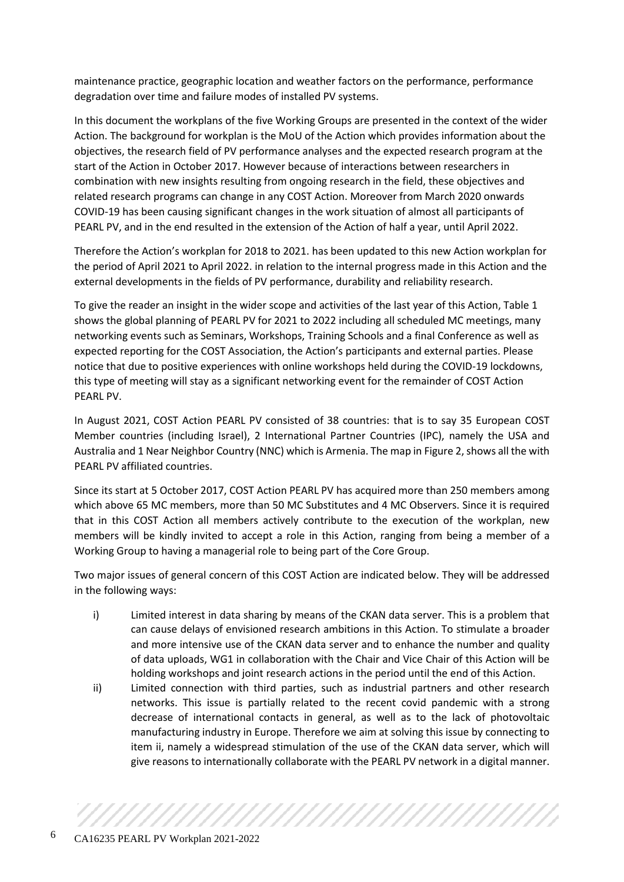maintenance practice, geographic location and weather factors on the performance, performance degradation over time and failure modes of installed PV systems.

In this document the workplans of the five Working Groups are presented in the context of the wider Action. The background for workplan is the MoU of the Action which provides information about the objectives, the research field of PV performance analyses and the expected research program at the start of the Action in October 2017. However because of interactions between researchers in combination with new insights resulting from ongoing research in the field, these objectives and related research programs can change in any COST Action. Moreover from March 2020 onwards COVID-19 has been causing significant changes in the work situation of almost all participants of PEARL PV, and in the end resulted in the extension of the Action of half a year, until April 2022.

Therefore the Action's workplan for 2018 to 2021. has been updated to this new Action workplan for the period of April 2021 to April 2022. in relation to the internal progress made in this Action and the external developments in the fields of PV performance, durability and reliability research.

To give the reader an insight in the wider scope and activities of the last year of this Action, Table 1 shows the global planning of PEARL PV for 2021 to 2022 including all scheduled MC meetings, many networking events such as Seminars, Workshops, Training Schools and a final Conference as well as expected reporting for the COST Association, the Action's participants and external parties. Please notice that due to positive experiences with online workshops held during the COVID-19 lockdowns, this type of meeting will stay as a significant networking event for the remainder of COST Action PEARL PV.

In August 2021, COST Action PEARL PV consisted of 38 countries: that is to say 35 European COST Member countries (including Israel), 2 International Partner Countries (IPC), namely the USA and Australia and 1 Near Neighbor Country (NNC) which is Armenia. The map in Figure 2, shows all the with PEARL PV affiliated countries.

Since its start at 5 October 2017, COST Action PEARL PV has acquired more than 250 members among which above 65 MC members, more than 50 MC Substitutes and 4 MC Observers. Since it is required that in this COST Action all members actively contribute to the execution of the workplan, new members will be kindly invited to accept a role in this Action, ranging from being a member of a Working Group to having a managerial role to being part of the Core Group.

Two major issues of general concern of this COST Action are indicated below. They will be addressed in the following ways:

i) Limited interest in data sharing by means of the CKAN data server. This is a problem that can cause delays of envisioned research ambitions in this Action. To stimulate a broader and more intensive use of the CKAN data server and to enhance the number and quality of data uploads, WG1 in collaboration with the Chair and Vice Chair of this Action will be holding workshops and joint research actions in the period until the end of this Action.

ii) Limited connection with third parties, such as industrial partners and other research networks. This issue is partially related to the recent covid pandemic with a strong decrease of international contacts in general, as well as to the lack of photovoltaic manufacturing industry in Europe. Therefore we aim at solving this issue by connecting to item ii, namely a widespread stimulation of the use of the CKAN data server, which will give reasons to internationally collaborate with the PEARL PV network in a digital manner.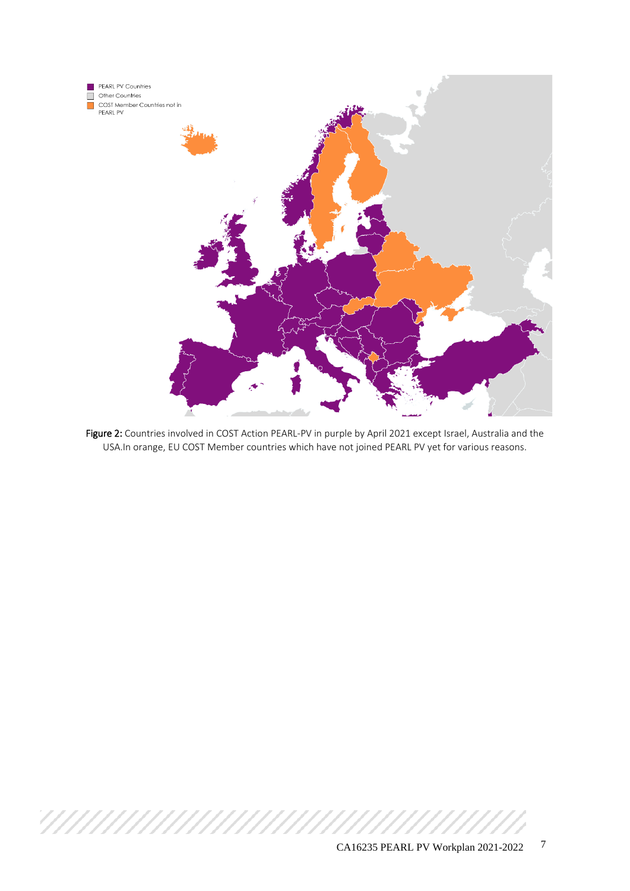Figure 2: Countries involved in COST Action PEARL-PV in purple by April 2021 except Israel, Australia and the USA.In orange, EU COST Member countries which have not joined PEARL PV yet for various reasons.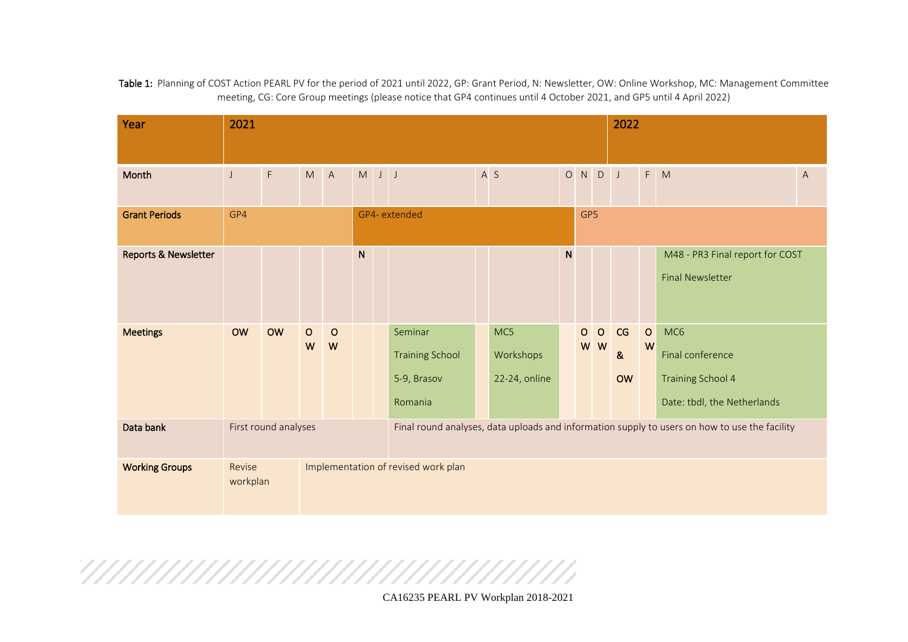Table 1: Planning of COST Action PEARL PV for the period of 2021 until 2022, GP: Grant Period, N: Newsletter, OW: Online Workshop, MC: Management Committee meeting, CG: Core Group meetings (please notice that GP4 continues until 4 October 2021, and GP5 until 4 April 2022)

| Year | 2021 | | | | | | | | | | | | | 2022 | | | |
|---|---|---|---|---|---|---|---|---|---|---|---|---|---|---|---|---|---|
| Month | J | F | M | A | M | J | J | A | S | O | N | D | J | F | M | A |
| Grant Periods | GP4 | | | | GP4- extended | | | | | | GP5 | | | | | |
| Reports & Newsletter | | | | | N | | | | | N | | | | | M48 - PR3 Final report for COST<br>Final Newsletter | |
| Meetings | OW | OW | OW | OW | | | Seminar<br>Training School<br>5-9, Brasov<br>Romania | | MC5<br>Workshops<br>22-24, online | | OW | OW | CG & OW | OW | MC6<br>Final conference<br>Training School 4<br>Date: tbdl, the Netherlands | |
| Data bank | First round analyses | | | | | | Final round analyses, data uploads and information supply to users on how to use the facility | | | | | | | | | |
| Working Groups | Revise workplan | | Implementation of revised work plan | | | | | | | | | | | | | |

CA16235 PEARL PV Workplan 2018-2021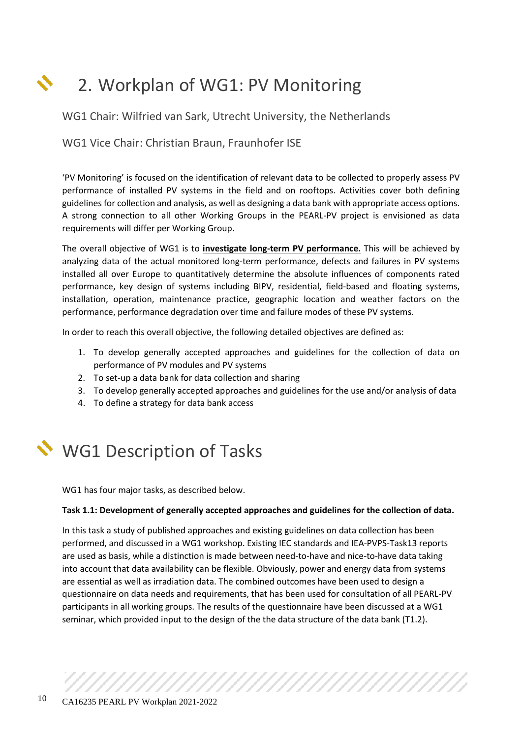# 2. Workplan of WG1: PV Monitoring

WG1 Chair: Wilfried van Sark, Utrecht University, the Netherlands

WG1 Vice Chair: Christian Braun, Fraunhofer ISE

'PV Monitoring' is focused on the identification of relevant data to be collected to properly assess PV performance of installed PV systems in the field and on rooftops. Activities cover both defining guidelines for collection and analysis, as well as designing a data bank with appropriate access options. A strong connection to all other Working Groups in the PEARL-PV project is envisioned as data requirements will differ per Working Group.

The overall objective of WG1 is to **investigate long-term PV performance.** This will be achieved by analyzing data of the actual monitored long-term performance, defects and failures in PV systems installed all over Europe to quantitatively determine the absolute influences of components rated performance, key design of systems including BIPV, residential, field-based and floating systems, installation, operation, maintenance practice, geographic location and weather factors on the performance, performance degradation over time and failure modes of these PV systems.

In order to reach this overall objective, the following detailed objectives are defined as:

1. To develop generally accepted approaches and guidelines for the collection of data on performance of PV modules and PV systems
2. To set-up a data bank for data collection and sharing
3. To develop generally accepted approaches and guidelines for the use and/or analysis of data
4. To define a strategy for data bank access

# WG1 Description of Tasks

WG1 has four major tasks, as described below.

**Task 1.1: Development of generally accepted approaches and guidelines for the collection of data.**

In this task a study of published approaches and existing guidelines on data collection has been performed, and discussed in a WG1 workshop. Existing IEC standards and IEA-PVPS-Task13 reports are used as basis, while a distinction is made between need-to-have and nice-to-have data taking into account that data availability can be flexible. Obviously, power and energy data from systems are essential as well as irradiation data. The combined outcomes have been used to design a questionnaire on data needs and requirements, that has been used for consultation of all PEARL-PV participants in all working groups. The results of the questionnaire have been discussed at a WG1 seminar, which provided input to the design of the the data structure of the data bank (T1.2).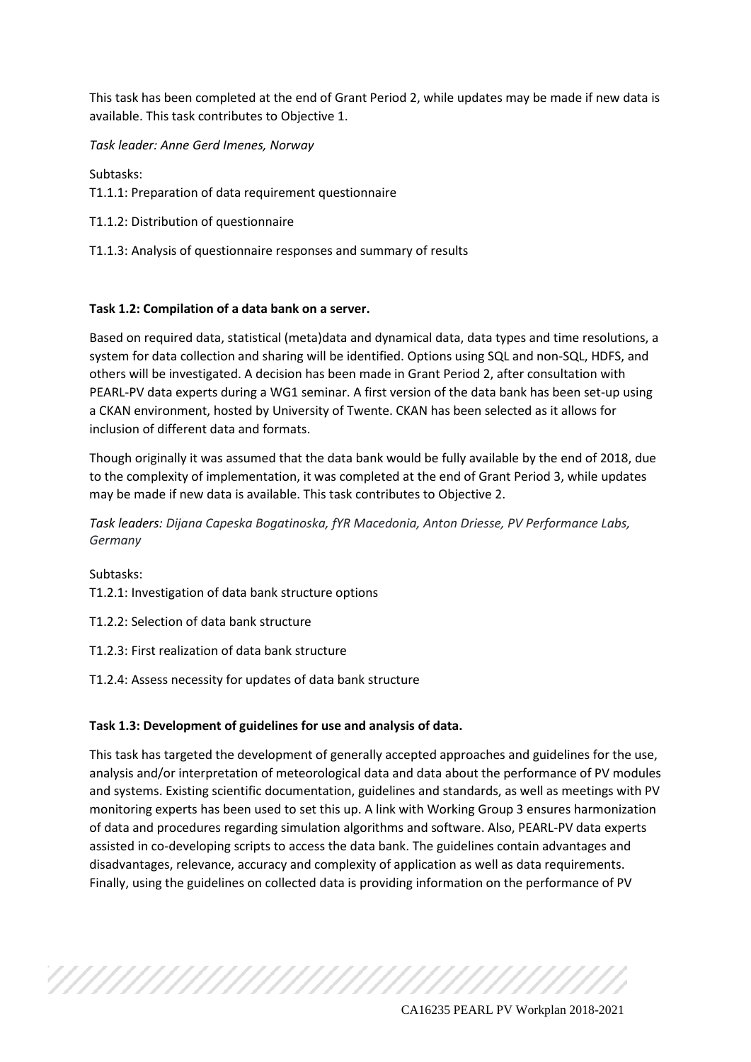This task has been completed at the end of Grant Period 2, while updates may be made if new data is available. This task contributes to Objective 1.

*Task leader: Anne Gerd Imenes, Norway*

Subtasks:
T1.1.1: Preparation of data requirement questionnaire

T1.1.2: Distribution of questionnaire

T1.1.3: Analysis of questionnaire responses and summary of results

**Task 1.2: Compilation of a data bank on a server.**

Based on required data, statistical (meta)data and dynamical data, data types and time resolutions, a system for data collection and sharing will be identified. Options using SQL and non-SQL, HDFS, and others will be investigated. A decision has been made in Grant Period 2, after consultation with PEARL-PV data experts during a WG1 seminar. A first version of the data bank has been set-up using a CKAN environment, hosted by University of Twente. CKAN has been selected as it allows for inclusion of different data and formats.

Though originally it was assumed that the data bank would be fully available by the end of 2018, due to the complexity of implementation, it was completed at the end of Grant Period 3, while updates may be made if new data is available. This task contributes to Objective 2.

*Task leaders: Dijana Capeska Bogatinoska, fYR Macedonia, Anton Driesse, PV Performance Labs, Germany*

Subtasks:
T1.2.1: Investigation of data bank structure options

T1.2.2: Selection of data bank structure

T1.2.3: First realization of data bank structure

T1.2.4: Assess necessity for updates of data bank structure

**Task 1.3: Development of guidelines for use and analysis of data.**

This task has targeted the development of generally accepted approaches and guidelines for the use, analysis and/or interpretation of meteorological data and data about the performance of PV modules and systems. Existing scientific documentation, guidelines and standards, as well as meetings with PV monitoring experts has been used to set this up. A link with Working Group 3 ensures harmonization of data and procedures regarding simulation algorithms and software. Also, PEARL-PV data experts assisted in co-developing scripts to access the data bank. The guidelines contain advantages and disadvantages, relevance, accuracy and complexity of application as well as data requirements. Finally, using the guidelines on collected data is providing information on the performance of PV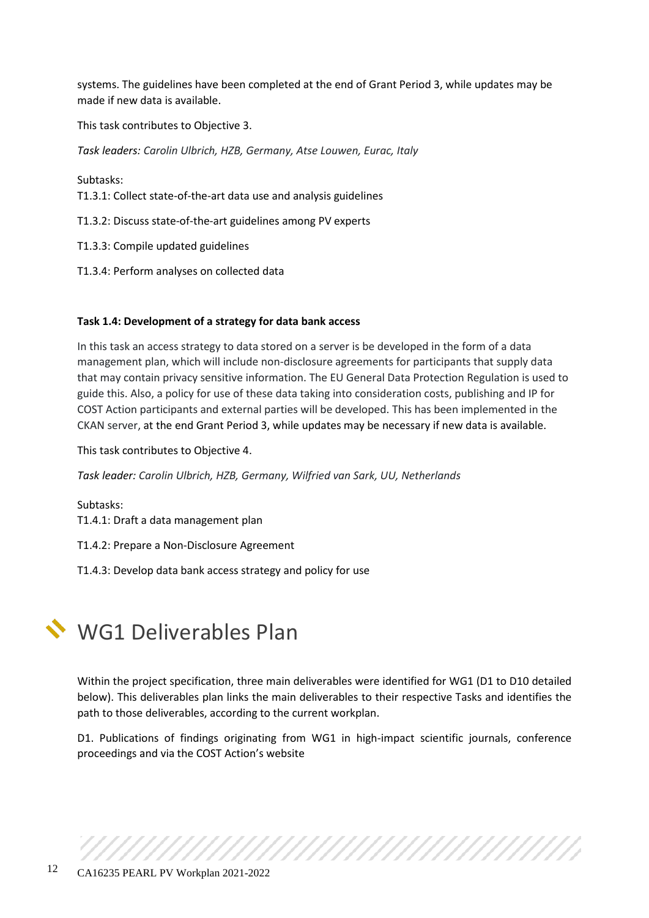systems. The guidelines have been completed at the end of Grant Period 3, while updates may be made if new data is available.

This task contributes to Objective 3.

*Task leaders: Carolin Ulbrich, HZB, Germany, Atse Louwen, Eurac, Italy*

Subtasks:
T1.3.1: Collect state-of-the-art data use and analysis guidelines

T1.3.2: Discuss state-of-the-art guidelines among PV experts

T1.3.3: Compile updated guidelines

T1.3.4: Perform analyses on collected data

**Task 1.4: Development of a strategy for data bank access**

In this task an access strategy to data stored on a server is be developed in the form of a data management plan, which will include non-disclosure agreements for participants that supply data that may contain privacy sensitive information. The EU General Data Protection Regulation is used to guide this. Also, a policy for use of these data taking into consideration costs, publishing and IP for COST Action participants and external parties will be developed. This has been implemented in the CKAN server, at the end Grant Period 3, while updates may be necessary if new data is available.

This task contributes to Objective 4.

*Task leader: Carolin Ulbrich, HZB, Germany, Wilfried van Sark, UU, Netherlands*

Subtasks:
T1.4.1: Draft a data management plan

T1.4.2: Prepare a Non-Disclosure Agreement

T1.4.3: Develop data bank access strategy and policy for use

# WG1 Deliverables Plan

Within the project specification, three main deliverables were identified for WG1 (D1 to D10 detailed below). This deliverables plan links the main deliverables to their respective Tasks and identifies the path to those deliverables, according to the current workplan.

D1. Publications of findings originating from WG1 in high-impact scientific journals, conference proceedings and via the COST Action's website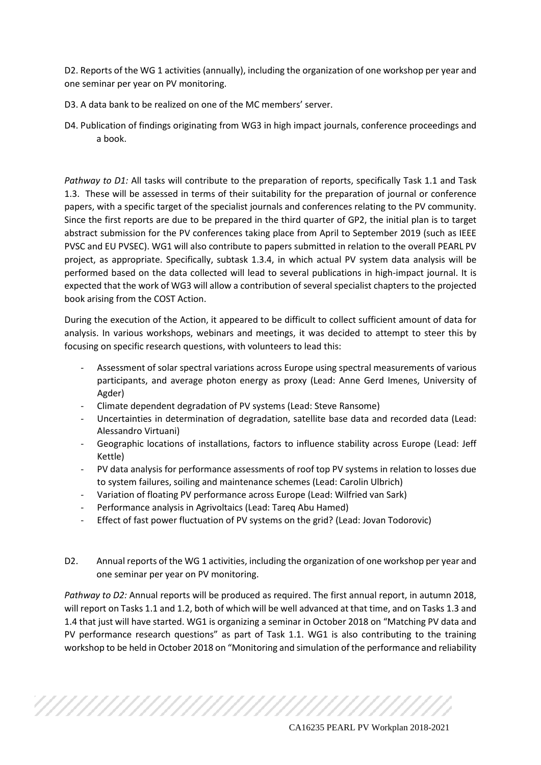D2. Reports of the WG 1 activities (annually), including the organization of one workshop per year and one seminar per year on PV monitoring.

D3. A data bank to be realized on one of the MC members' server.

D4. Publication of findings originating from WG3 in high impact journals, conference proceedings and a book.

*Pathway to D1:* All tasks will contribute to the preparation of reports, specifically Task 1.1 and Task 1.3. These will be assessed in terms of their suitability for the preparation of journal or conference papers, with a specific target of the specialist journals and conferences relating to the PV community. Since the first reports are due to be prepared in the third quarter of GP2, the initial plan is to target abstract submission for the PV conferences taking place from April to September 2019 (such as IEEE PVSC and EU PVSEC). WG1 will also contribute to papers submitted in relation to the overall PEARL PV project, as appropriate. Specifically, subtask 1.3.4, in which actual PV system data analysis will be performed based on the data collected will lead to several publications in high-impact journal. It is expected that the work of WG3 will allow a contribution of several specialist chapters to the projected book arising from the COST Action.

During the execution of the Action, it appeared to be difficult to collect sufficient amount of data for analysis. In various workshops, webinars and meetings, it was decided to attempt to steer this by focusing on specific research questions, with volunteers to lead this:

- Assessment of solar spectral variations across Europe using spectral measurements of various participants, and average photon energy as proxy (Lead: Anne Gerd Imenes, University of Agder)
- Climate dependent degradation of PV systems (Lead: Steve Ransome)
- Uncertainties in determination of degradation, satellite base data and recorded data (Lead: Alessandro Virtuani)
- Geographic locations of installations, factors to influence stability across Europe (Lead: Jeff Kettle)
- PV data analysis for performance assessments of roof top PV systems in relation to losses due to system failures, soiling and maintenance schemes (Lead: Carolin Ulbrich)
- Variation of floating PV performance across Europe (Lead: Wilfried van Sark)
- Performance analysis in Agrivoltaics (Lead: Tareq Abu Hamed)
- Effect of fast power fluctuation of PV systems on the grid? (Lead: Jovan Todorovic)

D2. Annual reports of the WG 1 activities, including the organization of one workshop per year and one seminar per year on PV monitoring.

*Pathway to D2:* Annual reports will be produced as required. The first annual report, in autumn 2018, will report on Tasks 1.1 and 1.2, both of which will be well advanced at that time, and on Tasks 1.3 and 1.4 that just will have started. WG1 is organizing a seminar in October 2018 on "Matching PV data and PV performance research questions" as part of Task 1.1. WG1 is also contributing to the training workshop to be held in October 2018 on "Monitoring and simulation of the performance and reliability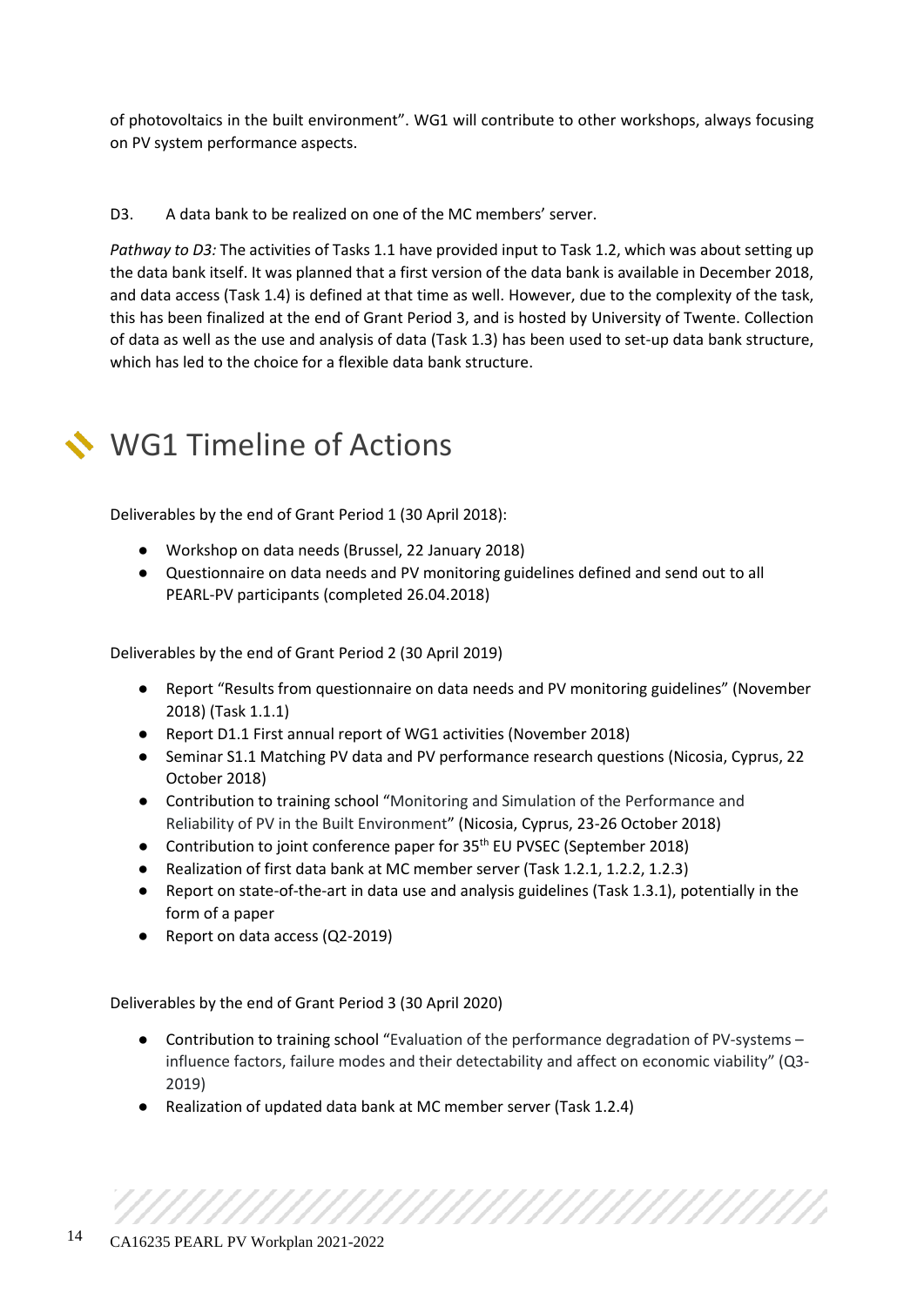of photovoltaics in the built environment". WG1 will contribute to other workshops, always focusing on PV system performance aspects.

D3. A data bank to be realized on one of the MC members' server.

*Pathway to D3:* The activities of Tasks 1.1 have provided input to Task 1.2, which was about setting up the data bank itself. It was planned that a first version of the data bank is available in December 2018, and data access (Task 1.4) is defined at that time as well. However, due to the complexity of the task, this has been finalized at the end of Grant Period 3, and is hosted by University of Twente. Collection of data as well as the use and analysis of data (Task 1.3) has been used to set-up data bank structure, which has led to the choice for a flexible data bank structure.

## WG1 Timeline of Actions

Deliverables by the end of Grant Period 1 (30 April 2018):

- Workshop on data needs (Brussel, 22 January 2018)
- Questionnaire on data needs and PV monitoring guidelines defined and send out to all PEARL-PV participants (completed 26.04.2018)

Deliverables by the end of Grant Period 2 (30 April 2019)

- Report "Results from questionnaire on data needs and PV monitoring guidelines" (November 2018) (Task 1.1.1)
- Report D1.1 First annual report of WG1 activities (November 2018)
- Seminar S1.1 Matching PV data and PV performance research questions (Nicosia, Cyprus, 22 October 2018)
- Contribution to training school "Monitoring and Simulation of the Performance and Reliability of PV in the Built Environment" (Nicosia, Cyprus, 23-26 October 2018)
- Contribution to joint conference paper for 35th EU PVSEC (September 2018)
- Realization of first data bank at MC member server (Task 1.2.1, 1.2.2, 1.2.3)
- Report on state-of-the-art in data use and analysis guidelines (Task 1.3.1), potentially in the form of a paper
- Report on data access (Q2-2019)

Deliverables by the end of Grant Period 3 (30 April 2020)

- Contribution to training school "Evaluation of the performance degradation of PV-systems – influence factors, failure modes and their detectability and affect on economic viability" (Q3-2019)
- Realization of updated data bank at MC member server (Task 1.2.4)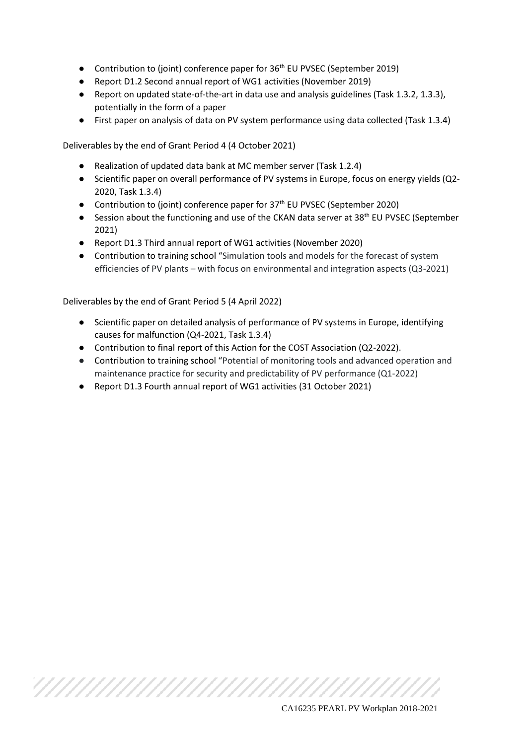- Contribution to (joint) conference paper for 36th EU PVSEC (September 2019)
- Report D1.2 Second annual report of WG1 activities (November 2019)
- Report on updated state-of-the-art in data use and analysis guidelines (Task 1.3.2, 1.3.3), potentially in the form of a paper
- First paper on analysis of data on PV system performance using data collected (Task 1.3.4)

Deliverables by the end of Grant Period 4 (4 October 2021)

- Realization of updated data bank at MC member server (Task 1.2.4)
- Scientific paper on overall performance of PV systems in Europe, focus on energy yields (Q2-2020, Task 1.3.4)
- Contribution to (joint) conference paper for 37th EU PVSEC (September 2020)
- Session about the functioning and use of the CKAN data server at 38th EU PVSEC (September 2021)
- Report D1.3 Third annual report of WG1 activities (November 2020)
- Contribution to training school "Simulation tools and models for the forecast of system efficiencies of PV plants – with focus on environmental and integration aspects (Q3-2021)

Deliverables by the end of Grant Period 5 (4 April 2022)

- Scientific paper on detailed analysis of performance of PV systems in Europe, identifying causes for malfunction (Q4-2021, Task 1.3.4)
- Contribution to final report of this Action for the COST Association (Q2-2022).
- Contribution to training school "Potential of monitoring tools and advanced operation and maintenance practice for security and predictability of PV performance (Q1-2022)
- Report D1.3 Fourth annual report of WG1 activities (31 October 2021)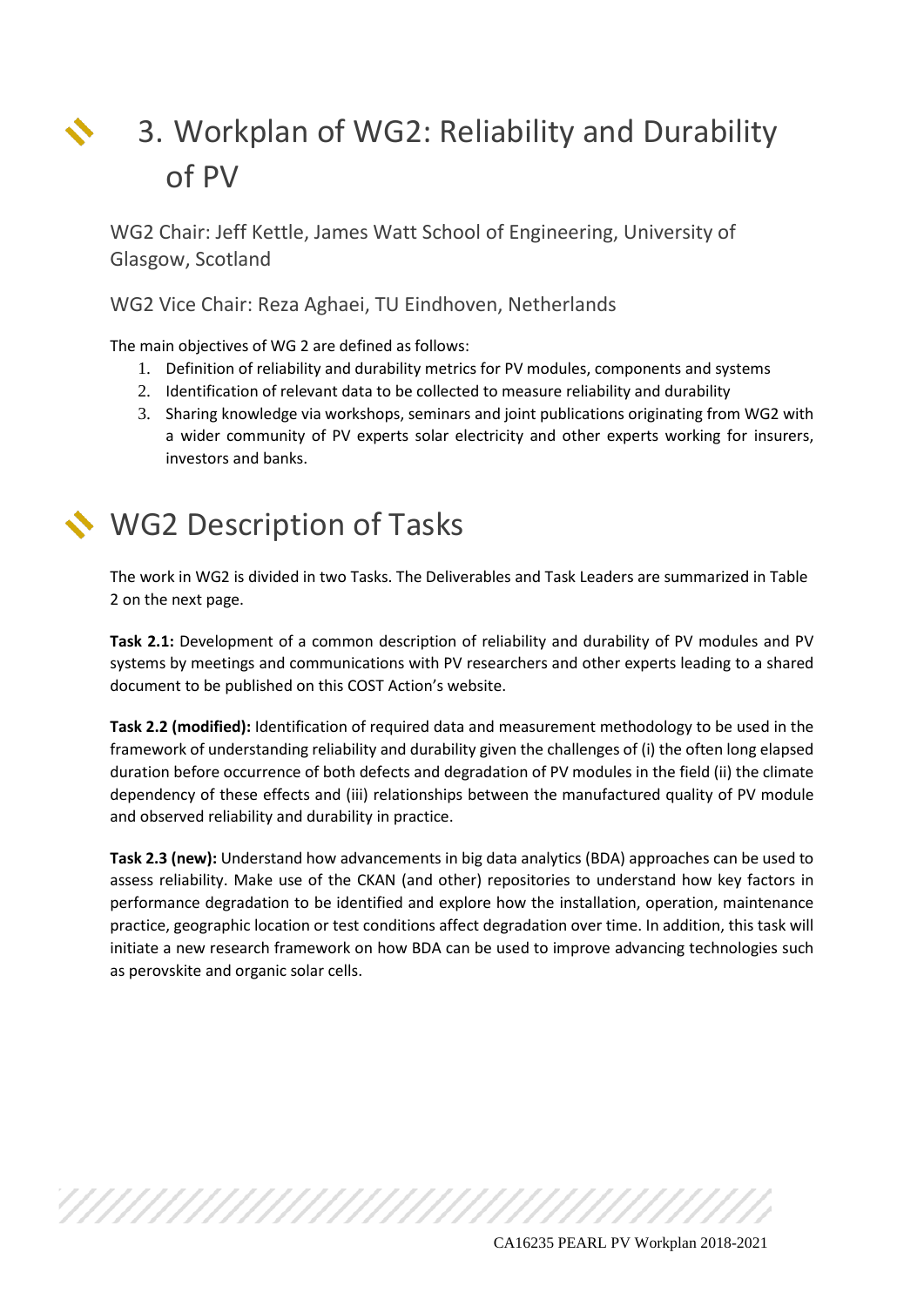# 3. Workplan of WG2: Reliability and Durability of PV

WG2 Chair: Jeff Kettle, James Watt School of Engineering, University of Glasgow, Scotland

WG2 Vice Chair: Reza Aghaei, TU Eindhoven, Netherlands

The main objectives of WG 2 are defined as follows:

1. Definition of reliability and durability metrics for PV modules, components and systems
2. Identification of relevant data to be collected to measure reliability and durability
3. Sharing knowledge via workshops, seminars and joint publications originating from WG2 with a wider community of PV experts solar electricity and other experts working for insurers, investors and banks.

# WG2 Description of Tasks

The work in WG2 is divided in two Tasks. The Deliverables and Task Leaders are summarized in Table 2 on the next page.

**Task 2.1:** Development of a common description of reliability and durability of PV modules and PV systems by meetings and communications with PV researchers and other experts leading to a shared document to be published on this COST Action's website.

**Task 2.2 (modified):** Identification of required data and measurement methodology to be used in the framework of understanding reliability and durability given the challenges of (i) the often long elapsed duration before occurrence of both defects and degradation of PV modules in the field (ii) the climate dependency of these effects and (iii) relationships between the manufactured quality of PV module and observed reliability and durability in practice.

**Task 2.3 (new):** Understand how advancements in big data analytics (BDA) approaches can be used to assess reliability. Make use of the CKAN (and other) repositories to understand how key factors in performance degradation to be identified and explore how the installation, operation, maintenance practice, geographic location or test conditions affect degradation over time. In addition, this task will initiate a new research framework on how BDA can be used to improve advancing technologies such as perovskite and organic solar cells.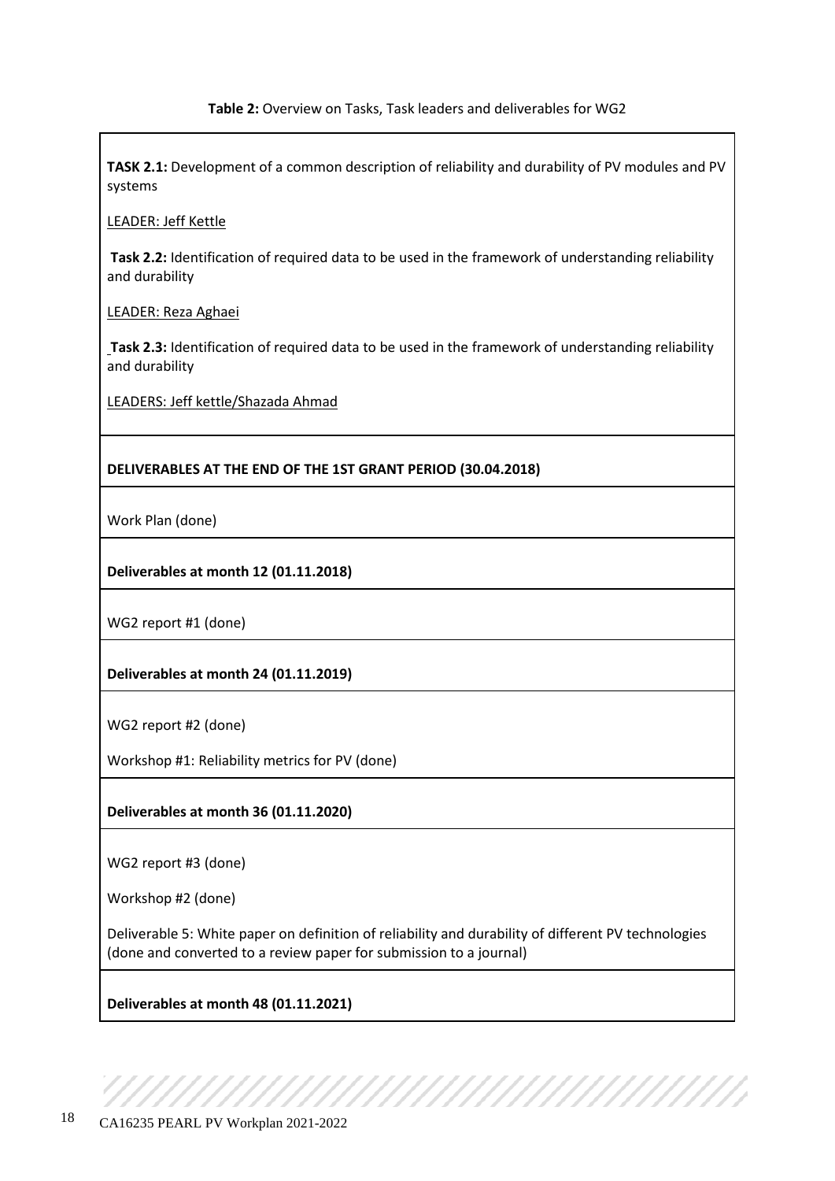**Table 2:** Overview on Tasks, Task leaders and deliverables for WG2

| **TASK 2.1:** Development of a common description of reliability and durability of PV modules and PV systems<br><br>LEADER: Jeff Kettle<br><br>**Task 2.2:** Identification of required data to be used in the framework of understanding reliability and durability<br><br>LEADER: Reza Aghaei<br><br>**Task 2.3:** Identification of required data to be used in the framework of understanding reliability and durability<br><br>LEADERS: Jeff kettle/Shazada Ahmad |
|---|
| **DELIVERABLES AT THE END OF THE 1ST GRANT PERIOD (30.04.2018)** |
| Work Plan (done) |
| **Deliverables at month 12 (01.11.2018)** |
| WG2 report #1 (done) |
| **Deliverables at month 24 (01.11.2019)** |
| WG2 report #2 (done)<br><br>Workshop #1: Reliability metrics for PV (done) |
| **Deliverables at month 36 (01.11.2020)** |
| WG2 report #3 (done)<br><br>Workshop #2 (done)<br><br>Deliverable 5: White paper on definition of reliability and durability of different PV technologies (done and converted to a review paper for submission to a journal) |
| **Deliverables at month 48 (01.11.2021)** |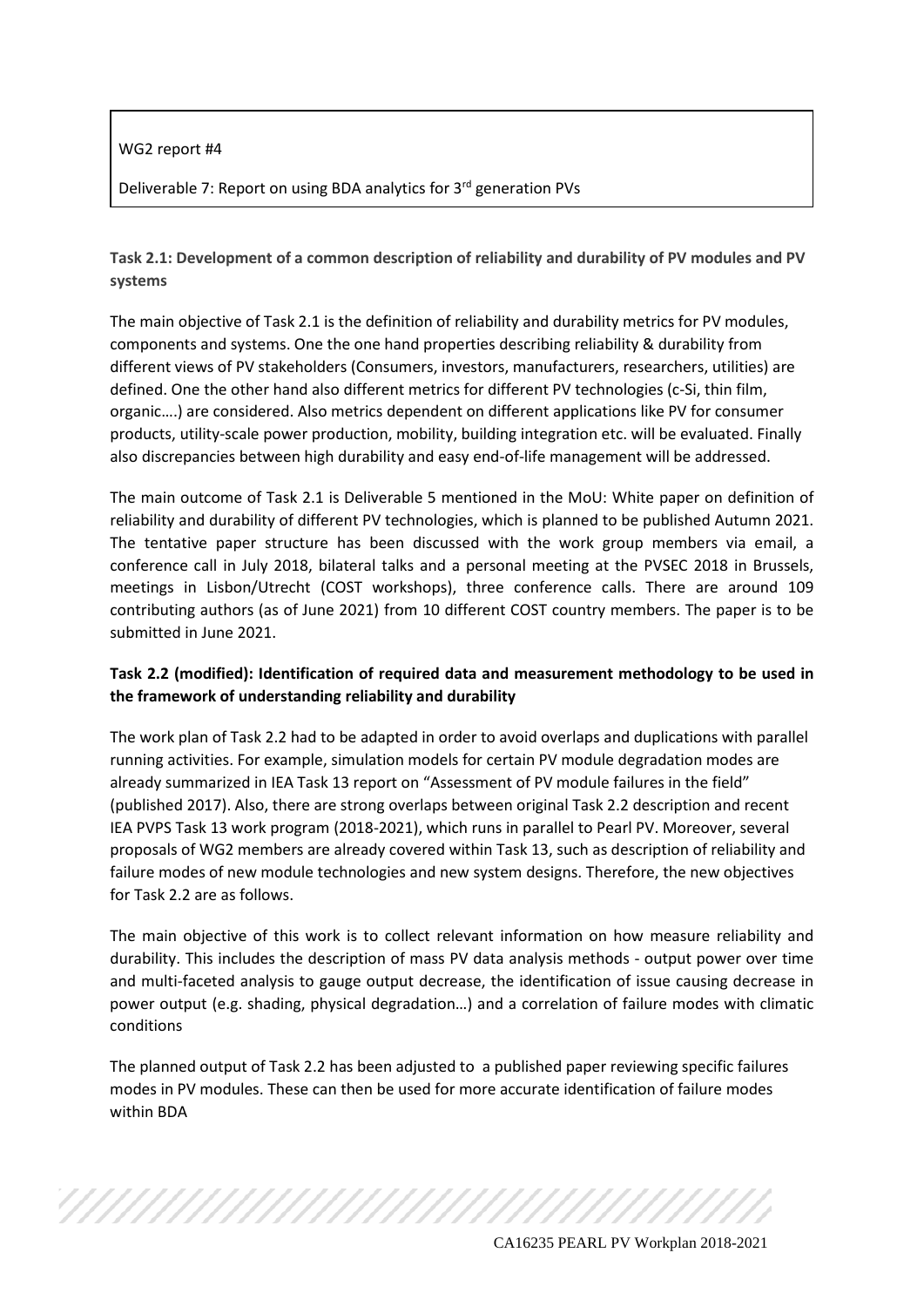WG2 report #4

Deliverable 7: Report on using BDA analytics for 3rd generation PVs

**Task 2.1: Development of a common description of reliability and durability of PV modules and PV systems**

The main objective of Task 2.1 is the definition of reliability and durability metrics for PV modules, components and systems. One the one hand properties describing reliability & durability from different views of PV stakeholders (Consumers, investors, manufacturers, researchers, utilities) are defined. One the other hand also different metrics for different PV technologies (c-Si, thin film, organic….) are considered. Also metrics dependent on different applications like PV for consumer products, utility-scale power production, mobility, building integration etc. will be evaluated. Finally also discrepancies between high durability and easy end-of-life management will be addressed.

The main outcome of Task 2.1 is Deliverable 5 mentioned in the MoU: White paper on definition of reliability and durability of different PV technologies, which is planned to be published Autumn 2021. The tentative paper structure has been discussed with the work group members via email, a conference call in July 2018, bilateral talks and a personal meeting at the PVSEC 2018 in Brussels, meetings in Lisbon/Utrecht (COST workshops), three conference calls. There are around 109 contributing authors (as of June 2021) from 10 different COST country members. The paper is to be submitted in June 2021.

**Task 2.2 (modified): Identification of required data and measurement methodology to be used in the framework of understanding reliability and durability**

The work plan of Task 2.2 had to be adapted in order to avoid overlaps and duplications with parallel running activities. For example, simulation models for certain PV module degradation modes are already summarized in IEA Task 13 report on "Assessment of PV module failures in the field" (published 2017). Also, there are strong overlaps between original Task 2.2 description and recent IEA PVPS Task 13 work program (2018-2021), which runs in parallel to Pearl PV. Moreover, several proposals of WG2 members are already covered within Task 13, such as description of reliability and failure modes of new module technologies and new system designs. Therefore, the new objectives for Task 2.2 are as follows.

The main objective of this work is to collect relevant information on how measure reliability and durability. This includes the description of mass PV data analysis methods - output power over time and multi-faceted analysis to gauge output decrease, the identification of issue causing decrease in power output (e.g. shading, physical degradation…) and a correlation of failure modes with climatic conditions

The planned output of Task 2.2 has been adjusted to a published paper reviewing specific failures modes in PV modules. These can then be used for more accurate identification of failure modes within BDA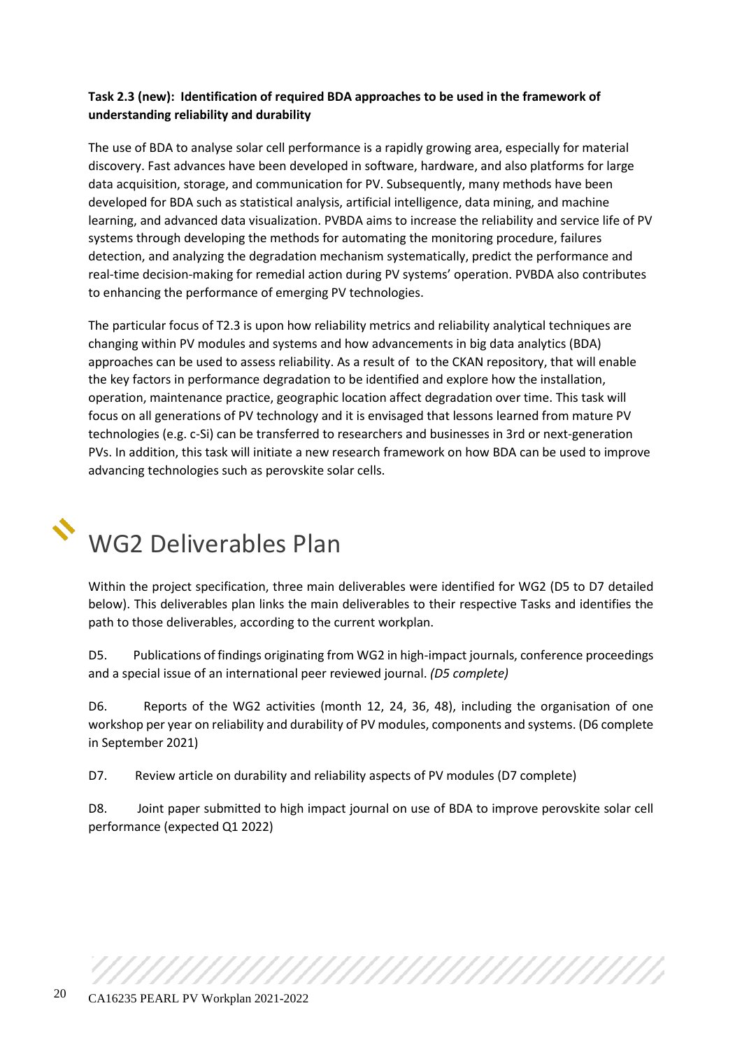**Task 2.3 (new): Identification of required BDA approaches to be used in the framework of understanding reliability and durability**

The use of BDA to analyse solar cell performance is a rapidly growing area, especially for material discovery. Fast advances have been developed in software, hardware, and also platforms for large data acquisition, storage, and communication for PV. Subsequently, many methods have been developed for BDA such as statistical analysis, artificial intelligence, data mining, and machine learning, and advanced data visualization. PVBDA aims to increase the reliability and service life of PV systems through developing the methods for automating the monitoring procedure, failures detection, and analyzing the degradation mechanism systematically, predict the performance and real-time decision-making for remedial action during PV systems' operation. PVBDA also contributes to enhancing the performance of emerging PV technologies.

The particular focus of T2.3 is upon how reliability metrics and reliability analytical techniques are changing within PV modules and systems and how advancements in big data analytics (BDA) approaches can be used to assess reliability. As a result of to the CKAN repository, that will enable the key factors in performance degradation to be identified and explore how the installation, operation, maintenance practice, geographic location affect degradation over time. This task will focus on all generations of PV technology and it is envisaged that lessons learned from mature PV technologies (e.g. c-Si) can be transferred to researchers and businesses in 3rd or next-generation PVs. In addition, this task will initiate a new research framework on how BDA can be used to improve advancing technologies such as perovskite solar cells.

# WG2 Deliverables Plan

Within the project specification, three main deliverables were identified for WG2 (D5 to D7 detailed below). This deliverables plan links the main deliverables to their respective Tasks and identifies the path to those deliverables, according to the current workplan.

D5. Publications of findings originating from WG2 in high-impact journals, conference proceedings and a special issue of an international peer reviewed journal. *(D5 complete)*

D6. Reports of the WG2 activities (month 12, 24, 36, 48), including the organisation of one workshop per year on reliability and durability of PV modules, components and systems. (D6 complete in September 2021)

D7. Review article on durability and reliability aspects of PV modules (D7 complete)

D8. Joint paper submitted to high impact journal on use of BDA to improve perovskite solar cell performance (expected Q1 2022)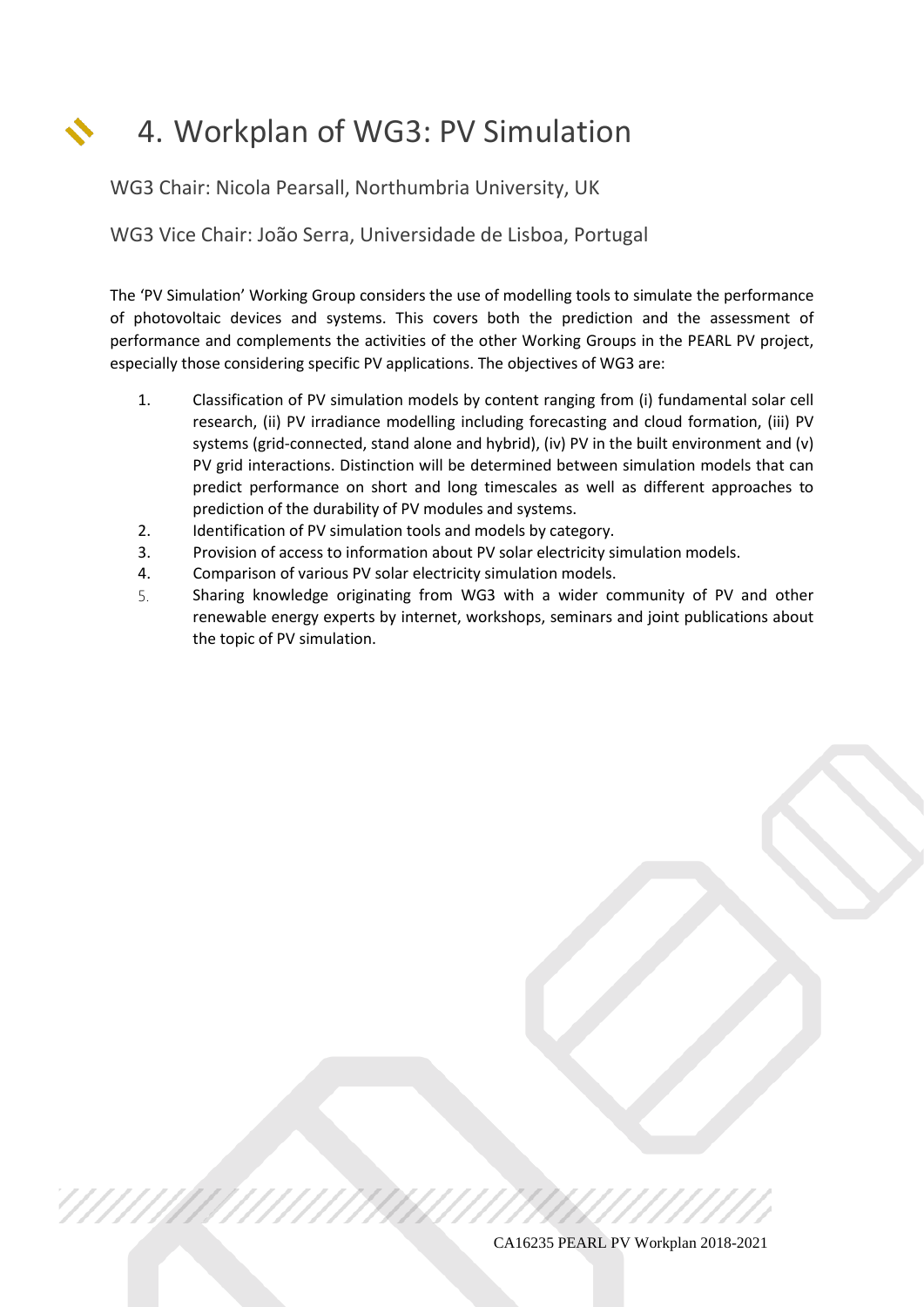# 4. Workplan of WG3: PV Simulation

WG3 Chair: Nicola Pearsall, Northumbria University, UK

WG3 Vice Chair: João Serra, Universidade de Lisboa, Portugal

The 'PV Simulation' Working Group considers the use of modelling tools to simulate the performance of photovoltaic devices and systems. This covers both the prediction and the assessment of performance and complements the activities of the other Working Groups in the PEARL PV project, especially those considering specific PV applications. The objectives of WG3 are:

1. Classification of PV simulation models by content ranging from (i) fundamental solar cell research, (ii) PV irradiance modelling including forecasting and cloud formation, (iii) PV systems (grid-connected, stand alone and hybrid), (iv) PV in the built environment and (v) PV grid interactions. Distinction will be determined between simulation models that can predict performance on short and long timescales as well as different approaches to prediction of the durability of PV modules and systems.
2. Identification of PV simulation tools and models by category.
3. Provision of access to information about PV solar electricity simulation models.
4. Comparison of various PV solar electricity simulation models.
5. Sharing knowledge originating from WG3 with a wider community of PV and other renewable energy experts by internet, workshops, seminars and joint publications about the topic of PV simulation.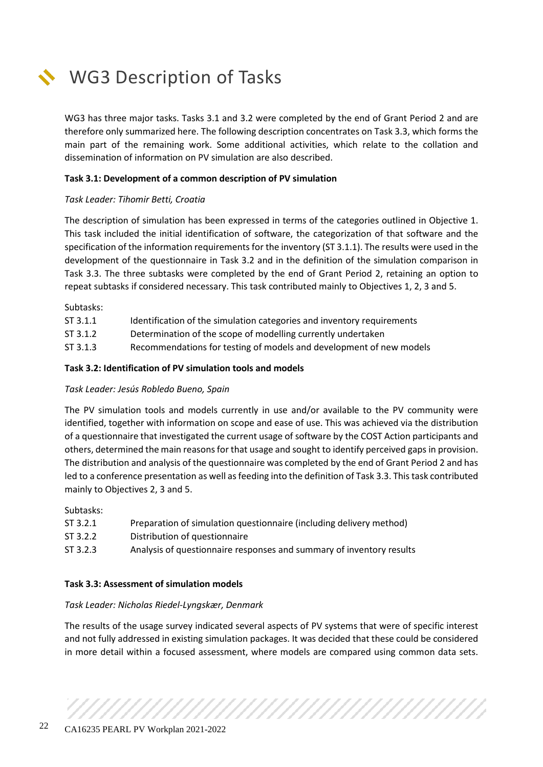# WG3 Description of Tasks

WG3 has three major tasks. Tasks 3.1 and 3.2 were completed by the end of Grant Period 2 and are therefore only summarized here. The following description concentrates on Task 3.3, which forms the main part of the remaining work. Some additional activities, which relate to the collation and dissemination of information on PV simulation are also described.

**Task 3.1: Development of a common description of PV simulation**

*Task Leader: Tihomir Betti, Croatia*

The description of simulation has been expressed in terms of the categories outlined in Objective 1. This task included the initial identification of software, the categorization of that software and the specification of the information requirements for the inventory (ST 3.1.1). The results were used in the development of the questionnaire in Task 3.2 and in the definition of the simulation comparison in Task 3.3. The three subtasks were completed by the end of Grant Period 2, retaining an option to repeat subtasks if considered necessary. This task contributed mainly to Objectives 1, 2, 3 and 5.

Subtasks:

| | |
|---|---|
| ST 3.1.1 | Identification of the simulation categories and inventory requirements |
| ST 3.1.2 | Determination of the scope of modelling currently undertaken |
| ST 3.1.3 | Recommendations for testing of models and development of new models |

**Task 3.2: Identification of PV simulation tools and models**

*Task Leader: Jesús Robledo Bueno, Spain*

The PV simulation tools and models currently in use and/or available to the PV community were identified, together with information on scope and ease of use. This was achieved via the distribution of a questionnaire that investigated the current usage of software by the COST Action participants and others, determined the main reasons for that usage and sought to identify perceived gaps in provision. The distribution and analysis of the questionnaire was completed by the end of Grant Period 2 and has led to a conference presentation as well as feeding into the definition of Task 3.3. This task contributed mainly to Objectives 2, 3 and 5.

Subtasks:

| | |
|---|---|
| ST 3.2.1 | Preparation of simulation questionnaire (including delivery method) |
| ST 3.2.2 | Distribution of questionnaire |
| ST 3.2.3 | Analysis of questionnaire responses and summary of inventory results |

**Task 3.3: Assessment of simulation models**

*Task Leader: Nicholas Riedel-Lyngskær, Denmark*

The results of the usage survey indicated several aspects of PV systems that were of specific interest and not fully addressed in existing simulation packages. It was decided that these could be considered in more detail within a focused assessment, where models are compared using common data sets.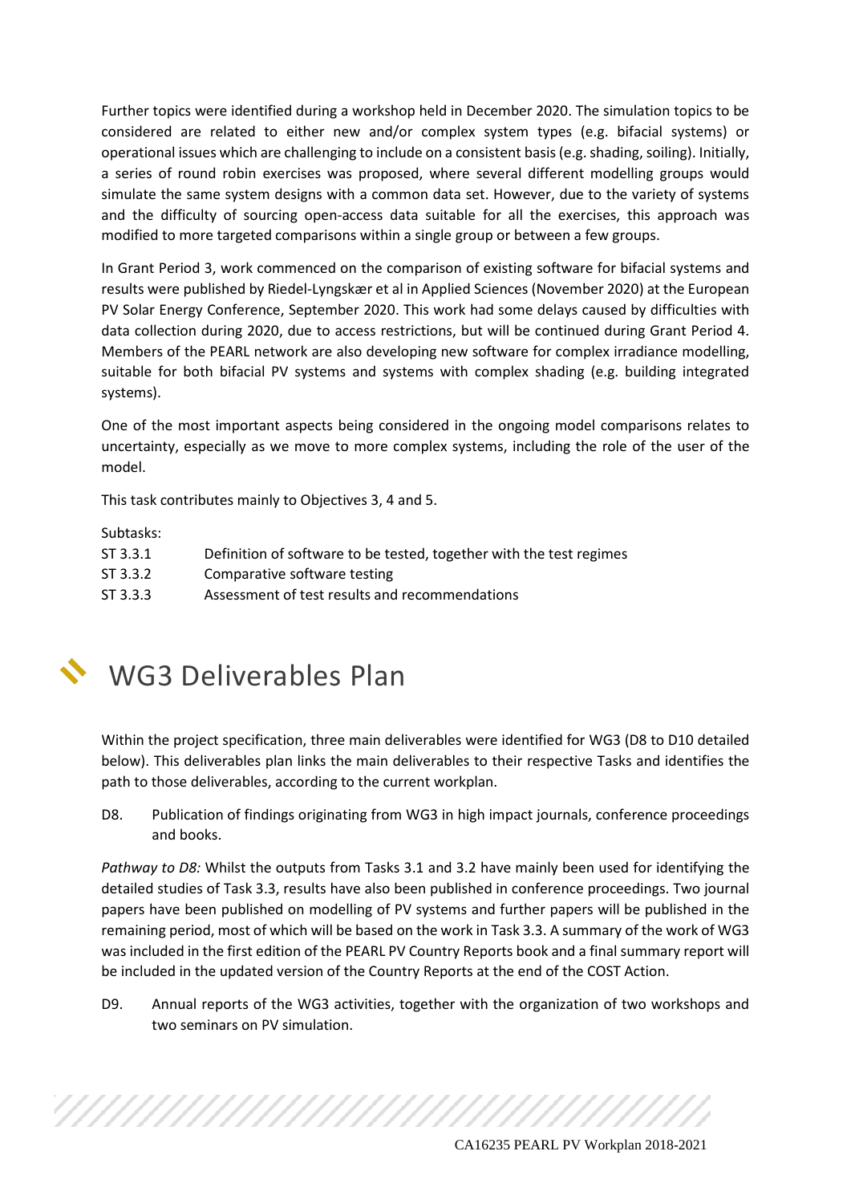Further topics were identified during a workshop held in December 2020. The simulation topics to be considered are related to either new and/or complex system types (e.g. bifacial systems) or operational issues which are challenging to include on a consistent basis (e.g. shading, soiling). Initially, a series of round robin exercises was proposed, where several different modelling groups would simulate the same system designs with a common data set. However, due to the variety of systems and the difficulty of sourcing open-access data suitable for all the exercises, this approach was modified to more targeted comparisons within a single group or between a few groups.

In Grant Period 3, work commenced on the comparison of existing software for bifacial systems and results were published by Riedel-Lyngskær et al in Applied Sciences (November 2020) at the European PV Solar Energy Conference, September 2020. This work had some delays caused by difficulties with data collection during 2020, due to access restrictions, but will be continued during Grant Period 4. Members of the PEARL network are also developing new software for complex irradiance modelling, suitable for both bifacial PV systems and systems with complex shading (e.g. building integrated systems).

One of the most important aspects being considered in the ongoing model comparisons relates to uncertainty, especially as we move to more complex systems, including the role of the user of the model.

This task contributes mainly to Objectives 3, 4 and 5.

Subtasks:

ST 3.3.1 Definition of software to be tested, together with the test regimes

ST 3.3.2 Comparative software testing

ST 3.3.3 Assessment of test results and recommendations

# WG3 Deliverables Plan

Within the project specification, three main deliverables were identified for WG3 (D8 to D10 detailed below). This deliverables plan links the main deliverables to their respective Tasks and identifies the path to those deliverables, according to the current workplan.

D8. Publication of findings originating from WG3 in high impact journals, conference proceedings and books.

*Pathway to D8:* Whilst the outputs from Tasks 3.1 and 3.2 have mainly been used for identifying the detailed studies of Task 3.3, results have also been published in conference proceedings. Two journal papers have been published on modelling of PV systems and further papers will be published in the remaining period, most of which will be based on the work in Task 3.3. A summary of the work of WG3 was included in the first edition of the PEARL PV Country Reports book and a final summary report will be included in the updated version of the Country Reports at the end of the COST Action.

D9. Annual reports of the WG3 activities, together with the organization of two workshops and two seminars on PV simulation.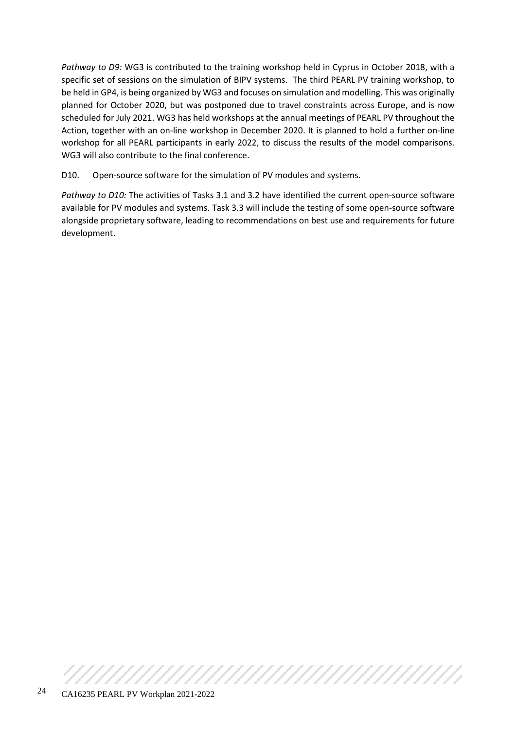*Pathway to D9:* WG3 is contributed to the training workshop held in Cyprus in October 2018, with a specific set of sessions on the simulation of BIPV systems. The third PEARL PV training workshop, to be held in GP4, is being organized by WG3 and focuses on simulation and modelling. This was originally planned for October 2020, but was postponed due to travel constraints across Europe, and is now scheduled for July 2021. WG3 has held workshops at the annual meetings of PEARL PV throughout the Action, together with an on-line workshop in December 2020. It is planned to hold a further on-line workshop for all PEARL participants in early 2022, to discuss the results of the model comparisons. WG3 will also contribute to the final conference.

D10. Open-source software for the simulation of PV modules and systems.

*Pathway to D10:* The activities of Tasks 3.1 and 3.2 have identified the current open-source software available for PV modules and systems. Task 3.3 will include the testing of some open-source software alongside proprietary software, leading to recommendations on best use and requirements for future development.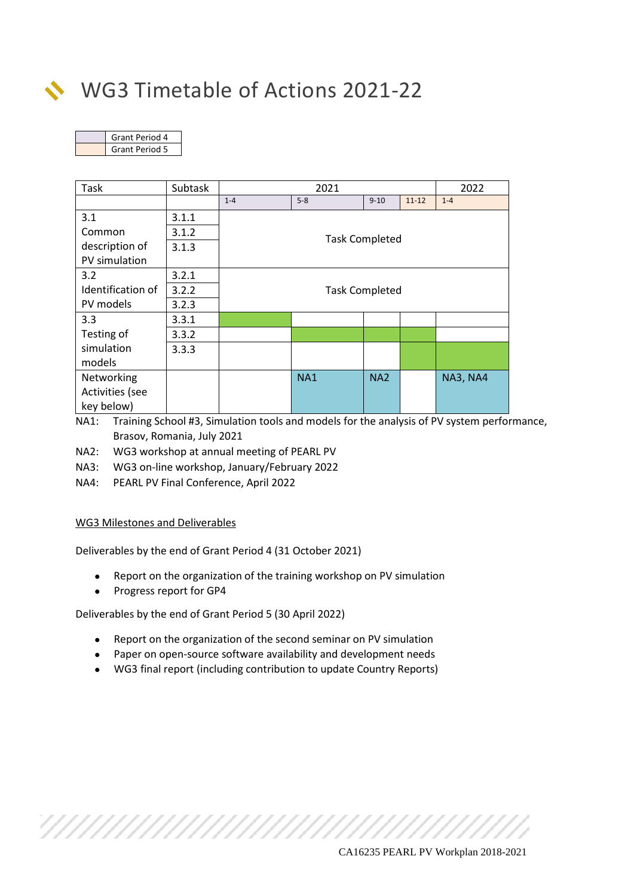# WG3 Timetable of Actions 2021-22

| | |
|---|---|
| | Grant Period 4 |
| | Grant Period 5 |

| Task | Subtask | 2021 | | | | 2022 |
|---|---|---|---|---|---|---|
| | | 1-4 | 5-8 | 9-10 | 11-12 | 1-4 |
| 3.1 Common description of PV simulation | 3.1.1 | Task Completed | | | | |
| | 3.1.2 | | | | | |
| | 3.1.3 | | | | | |
| 3.2 Identification of PV models | 3.2.1 | Task Completed | | | | |
| | 3.2.2 | | | | | |
| | 3.2.3 | | | | | |
| 3.3 Testing of simulation models | 3.3.1 | ■ | | | | |
| | 3.3.2 | | ■ | ■ | ■ | |
| | 3.3.3 | | | | ■ | ■ |
| Networking Activities (see key below) | | | NA1 | NA2 | | NA3, NA4 |

NA1: Training School #3, Simulation tools and models for the analysis of PV system performance, Brasov, Romania, July 2021

NA2: WG3 workshop at annual meeting of PEARL PV

NA3: WG3 on-line workshop, January/February 2022

NA4: PEARL PV Final Conference, April 2022

WG3 Milestones and Deliverables

Deliverables by the end of Grant Period 4 (31 October 2021)

- Report on the organization of the training workshop on PV simulation
- Progress report for GP4

Deliverables by the end of Grant Period 5 (30 April 2022)

- Report on the organization of the second seminar on PV simulation
- Paper on open-source software availability and development needs
- WG3 final report (including contribution to update Country Reports)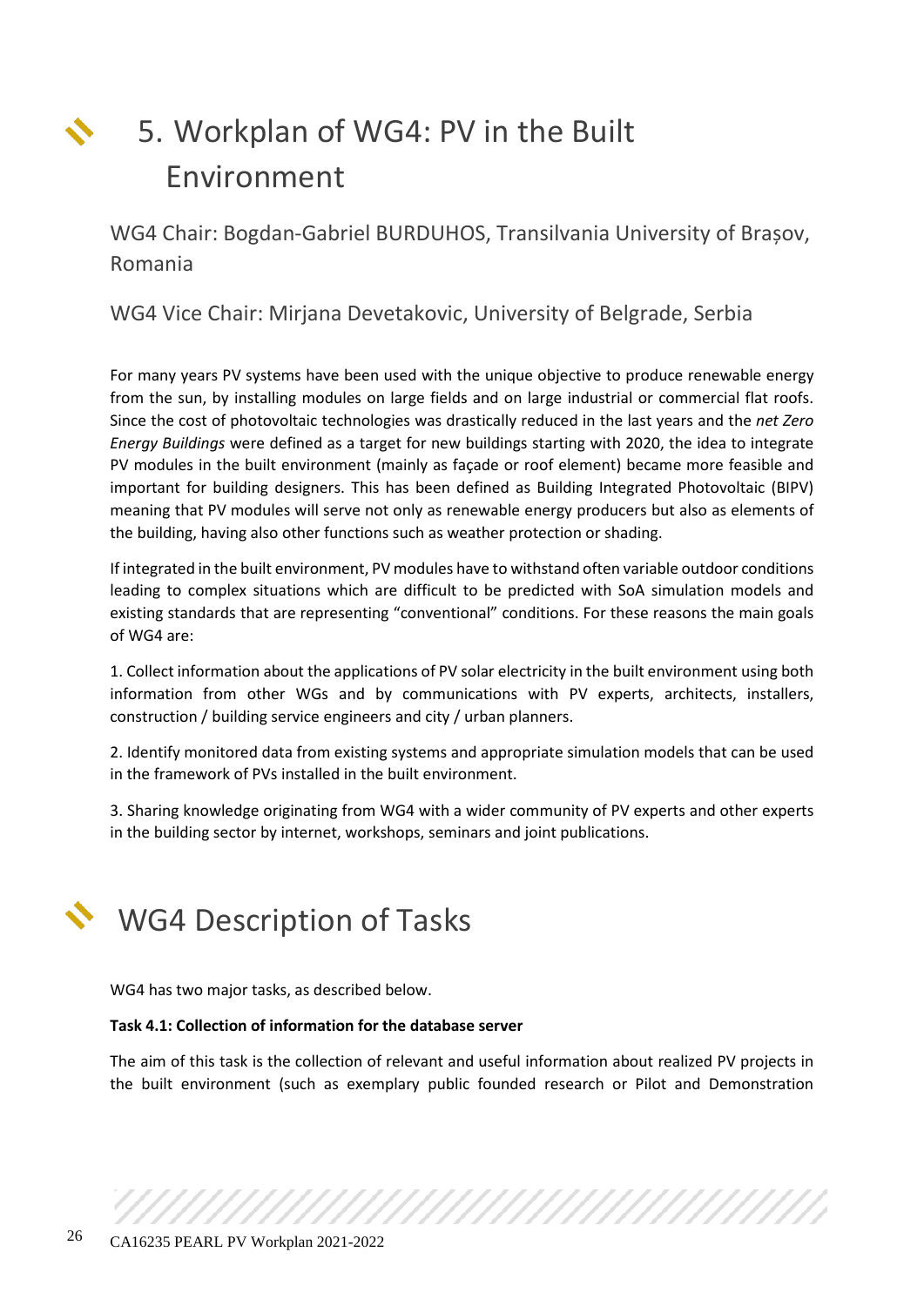# 5. Workplan of WG4: PV in the Built Environment

WG4 Chair: Bogdan-Gabriel BURDUHOS, Transilvania University of Brașov, Romania

WG4 Vice Chair: Mirjana Devetakovic, University of Belgrade, Serbia

For many years PV systems have been used with the unique objective to produce renewable energy from the sun, by installing modules on large fields and on large industrial or commercial flat roofs. Since the cost of photovoltaic technologies was drastically reduced in the last years and the *net Zero Energy Buildings* were defined as a target for new buildings starting with 2020, the idea to integrate PV modules in the built environment (mainly as façade or roof element) became more feasible and important for building designers. This has been defined as Building Integrated Photovoltaic (BIPV) meaning that PV modules will serve not only as renewable energy producers but also as elements of the building, having also other functions such as weather protection or shading.

If integrated in the built environment, PV modules have to withstand often variable outdoor conditions leading to complex situations which are difficult to be predicted with SoA simulation models and existing standards that are representing "conventional" conditions. For these reasons the main goals of WG4 are:

1. Collect information about the applications of PV solar electricity in the built environment using both information from other WGs and by communications with PV experts, architects, installers, construction / building service engineers and city / urban planners.

2. Identify monitored data from existing systems and appropriate simulation models that can be used in the framework of PVs installed in the built environment.

3. Sharing knowledge originating from WG4 with a wider community of PV experts and other experts in the building sector by internet, workshops, seminars and joint publications.

# WG4 Description of Tasks

WG4 has two major tasks, as described below.

**Task 4.1: Collection of information for the database server**

The aim of this task is the collection of relevant and useful information about realized PV projects in the built environment (such as exemplary public founded research or Pilot and Demonstration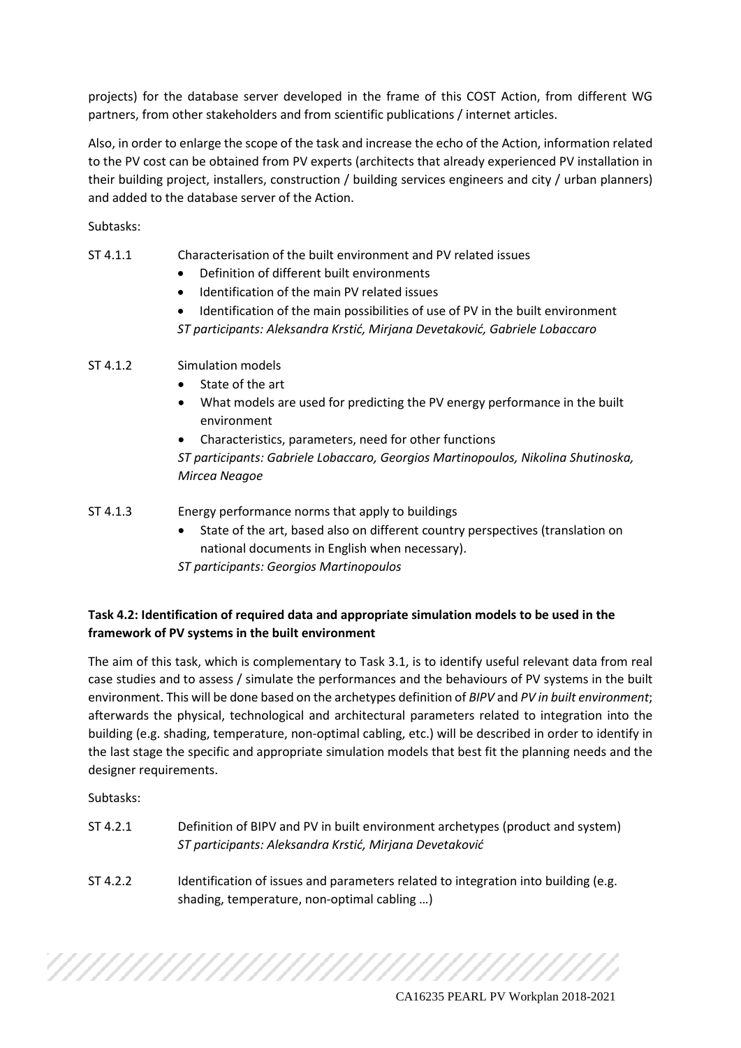projects) for the database server developed in the frame of this COST Action, from different WG partners, from other stakeholders and from scientific publications / internet articles.

Also, in order to enlarge the scope of the task and increase the echo of the Action, information related to the PV cost can be obtained from PV experts (architects that already experienced PV installation in their building project, installers, construction / building services engineers and city / urban planners) and added to the database server of the Action.

Subtasks:

ST 4.1.1 Characterisation of the built environment and PV related issues

- Definition of different built environments
- Identification of the main PV related issues
- Identification of the main possibilities of use of PV in the built environment

*ST participants: Aleksandra Krstić, Mirjana Devetaković, Gabriele Lobaccaro*

ST 4.1.2 Simulation models

- State of the art
- What models are used for predicting the PV energy performance in the built environment
- Characteristics, parameters, need for other functions

*ST participants: Gabriele Lobaccaro, Georgios Martinopoulos, Nikolina Shutinoska, Mircea Neagoe*

ST 4.1.3 Energy performance norms that apply to buildings

- State of the art, based also on different country perspectives (translation on national documents in English when necessary).

*ST participants: Georgios Martinopoulos*

**Task 4.2: Identification of required data and appropriate simulation models to be used in the framework of PV systems in the built environment**

The aim of this task, which is complementary to Task 3.1, is to identify useful relevant data from real case studies and to assess / simulate the performances and the behaviours of PV systems in the built environment. This will be done based on the archetypes definition of *BIPV* and *PV in built environment*; afterwards the physical, technological and architectural parameters related to integration into the building (e.g. shading, temperature, non-optimal cabling, etc.) will be described in order to identify in the last stage the specific and appropriate simulation models that best fit the planning needs and the designer requirements.

Subtasks:

ST 4.2.1 Definition of BIPV and PV in built environment archetypes (product and system)
*ST participants: Aleksandra Krstić, Mirjana Devetaković*

ST 4.2.2 Identification of issues and parameters related to integration into building (e.g. shading, temperature, non-optimal cabling …)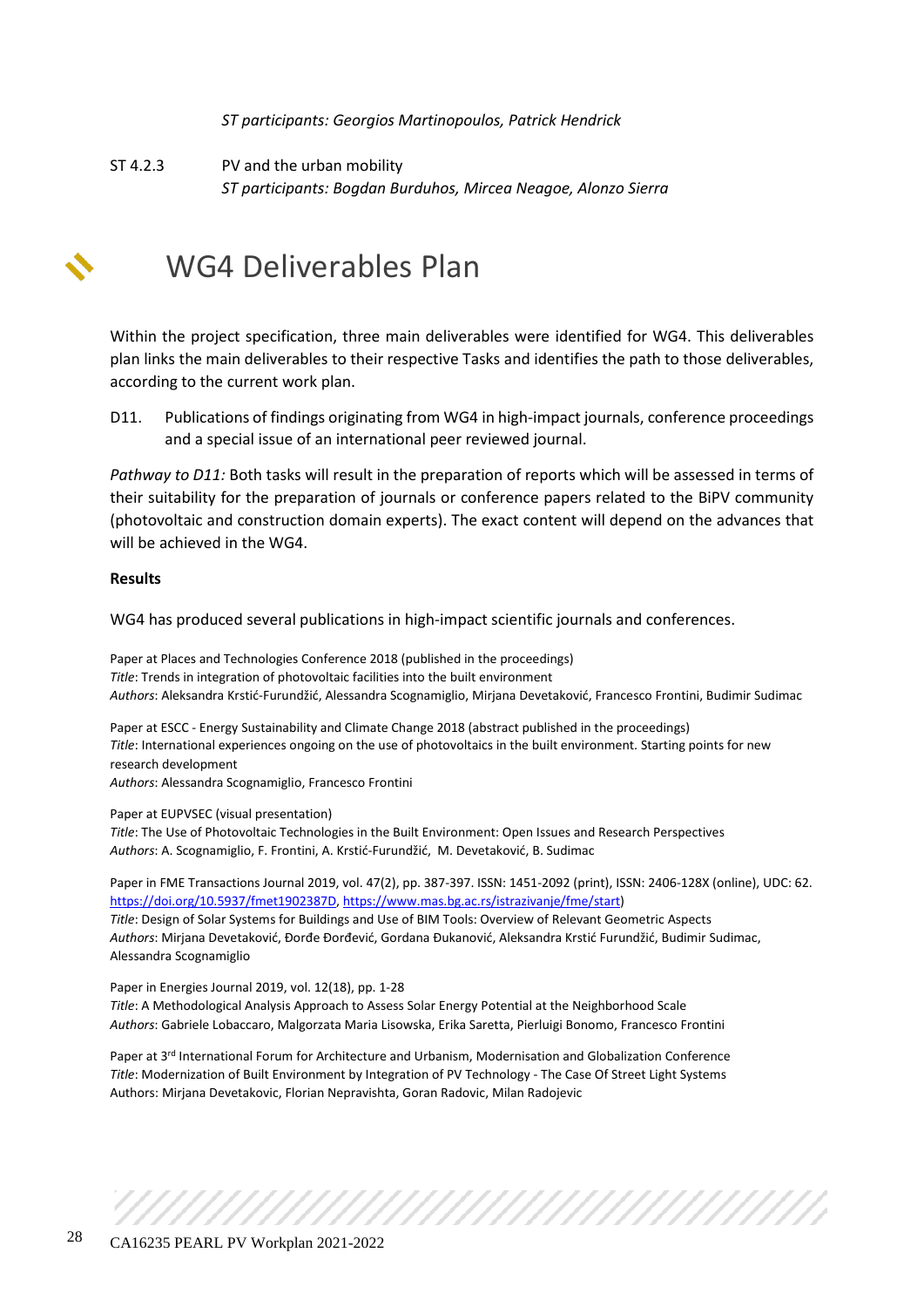*ST participants: Georgios Martinopoulos, Patrick Hendrick*

ST 4.2.3 PV and the urban mobility
*ST participants: Bogdan Burduhos, Mircea Neagoe, Alonzo Sierra*

# WG4 Deliverables Plan

Within the project specification, three main deliverables were identified for WG4. This deliverables plan links the main deliverables to their respective Tasks and identifies the path to those deliverables, according to the current work plan.

D11. Publications of findings originating from WG4 in high-impact journals, conference proceedings and a special issue of an international peer reviewed journal.

*Pathway to D11:* Both tasks will result in the preparation of reports which will be assessed in terms of their suitability for the preparation of journals or conference papers related to the BiPV community (photovoltaic and construction domain experts). The exact content will depend on the advances that will be achieved in the WG4.

**Results**

WG4 has produced several publications in high-impact scientific journals and conferences.

Paper at Places and Technologies Conference 2018 (published in the proceedings)
*Title*: Trends in integration of photovoltaic facilities into the built environment
*Authors*: Aleksandra Krstić-Furundžić, Alessandra Scognamiglio, Mirjana Devetaković, Francesco Frontini, Budimir Sudimac

Paper at ESCC - Energy Sustainability and Climate Change 2018 (abstract published in the proceedings)
*Title*: International experiences ongoing on the use of photovoltaics in the built environment. Starting points for new research development
*Authors*: Alessandra Scognamiglio, Francesco Frontini

Paper at EUPVSEC (visual presentation)
*Title*: The Use of Photovoltaic Technologies in the Built Environment: Open Issues and Research Perspectives
*Authors*: A. Scognamiglio, F. Frontini, A. Krstić-Furundžić, M. Devetaković, B. Sudimac

Paper in FME Transactions Journal 2019, vol. 47(2), pp. 387-397. ISSN: 1451-2092 (print), ISSN: 2406-128X (online), UDC: 62. https://doi.org/10.5937/fmet1902387D, https://www.mas.bg.ac.rs/istrazivanje/fme/start)
*Title*: Design of Solar Systems for Buildings and Use of BIM Tools: Overview of Relevant Geometric Aspects
*Authors*: Mirjana Devetaković, Đorđe Đorđević, Gordana Đukanović, Aleksandra Krstić Furundžić, Budimir Sudimac, Alessandra Scognamiglio

Paper in Energies Journal 2019, vol. 12(18), pp. 1-28
*Title*: A Methodological Analysis Approach to Assess Solar Energy Potential at the Neighborhood Scale
*Authors*: Gabriele Lobaccaro, Malgorzata Maria Lisowska, Erika Saretta, Pierluigi Bonomo, Francesco Frontini

Paper at 3rd International Forum for Architecture and Urbanism, Modernisation and Globalization Conference
*Title*: Modernization of Built Environment by Integration of PV Technology - The Case Of Street Light Systems
Authors: Mirjana Devetakovic, Florian Nepravishta, Goran Radovic, Milan Radojevic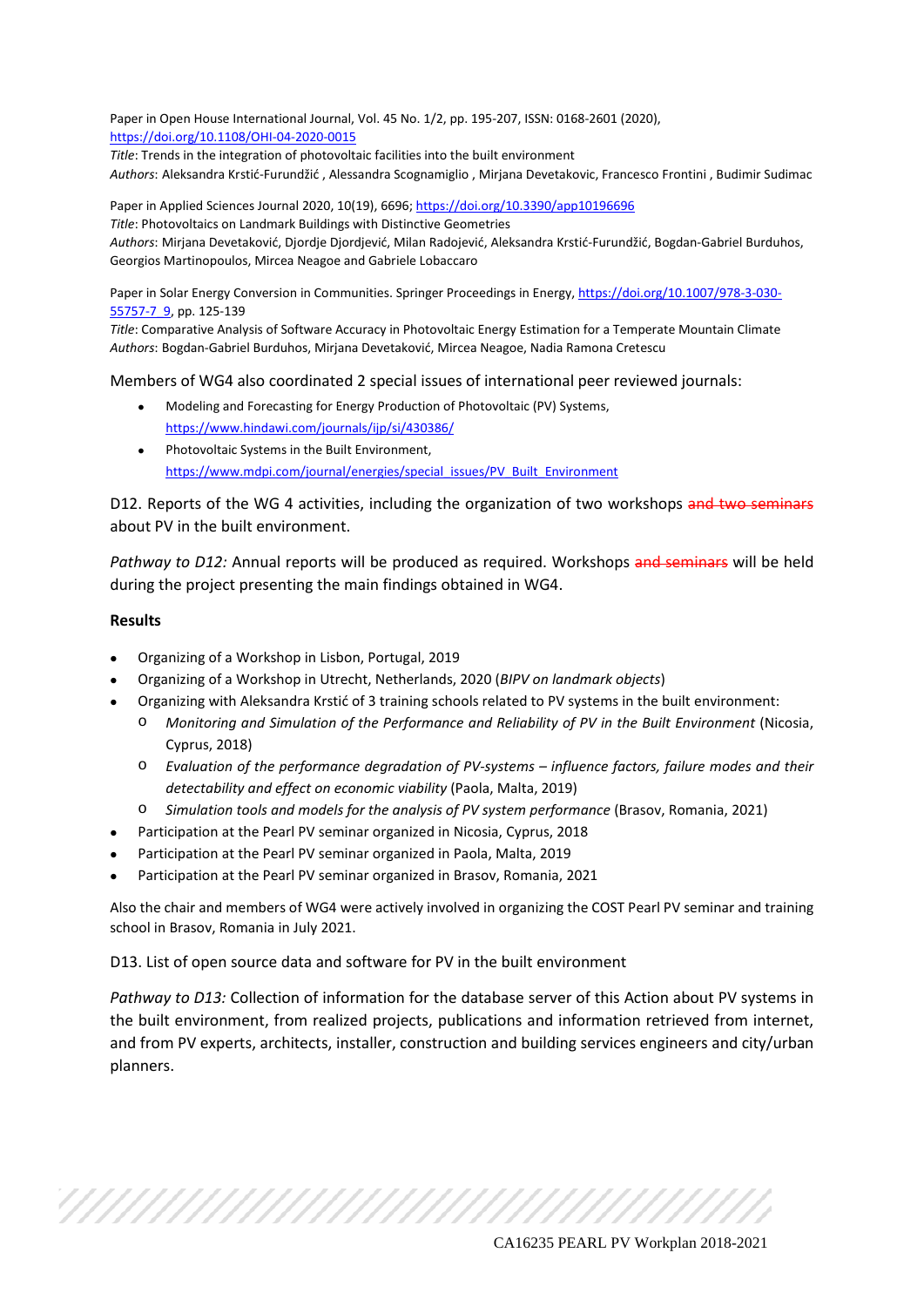Paper in Open House International Journal, Vol. 45 No. 1/2, pp. 195-207, ISSN: 0168-2601 (2020), https://doi.org/10.1108/OHI-04-2020-0015
*Title*: Trends in the integration of photovoltaic facilities into the built environment
*Authors*: Aleksandra Krstić-Furundžić , Alessandra Scognamiglio , Mirjana Devetakovic, Francesco Frontini , Budimir Sudimac

Paper in Applied Sciences Journal 2020, 10(19), 6696; https://doi.org/10.3390/app10196696
*Title*: Photovoltaics on Landmark Buildings with Distinctive Geometries
*Authors*: Mirjana Devetaković, Djordje Djordjević, Milan Radojević, Aleksandra Krstić-Furundžić, Bogdan-Gabriel Burduhos, Georgios Martinopoulos, Mircea Neagoe and Gabriele Lobaccaro

Paper in Solar Energy Conversion in Communities. Springer Proceedings in Energy, https://doi.org/10.1007/978-3-030-55757-7_9, pp. 125-139
*Title*: Comparative Analysis of Software Accuracy in Photovoltaic Energy Estimation for a Temperate Mountain Climate
*Authors*: Bogdan-Gabriel Burduhos, Mirjana Devetaković, Mircea Neagoe, Nadia Ramona Cretescu

Members of WG4 also coordinated 2 special issues of international peer reviewed journals:

- Modeling and Forecasting for Energy Production of Photovoltaic (PV) Systems, https://www.hindawi.com/journals/ijp/si/430386/
- Photovoltaic Systems in the Built Environment, https://www.mdpi.com/journal/energies/special_issues/PV_Built_Environment

D12. Reports of the WG 4 activities, including the organization of two workshops ~~and two seminars~~ about PV in the built environment.

*Pathway to D12:* Annual reports will be produced as required. Workshops ~~and seminars~~ will be held during the project presenting the main findings obtained in WG4.

**Results**

- Organizing of a Workshop in Lisbon, Portugal, 2019
- Organizing of a Workshop in Utrecht, Netherlands, 2020 (*BIPV on landmark objects*)
- Organizing with Aleksandra Krstić of 3 training schools related to PV systems in the built environment:
  - *Monitoring and Simulation of the Performance and Reliability of PV in the Built Environment* (Nicosia, Cyprus, 2018)
  - *Evaluation of the performance degradation of PV-systems – influence factors, failure modes and their detectability and effect on economic viability* (Paola, Malta, 2019)
  - *Simulation tools and models for the analysis of PV system performance* (Brasov, Romania, 2021)
- Participation at the Pearl PV seminar organized in Nicosia, Cyprus, 2018
- Participation at the Pearl PV seminar organized in Paola, Malta, 2019
- Participation at the Pearl PV seminar organized in Brasov, Romania, 2021

Also the chair and members of WG4 were actively involved in organizing the COST Pearl PV seminar and training school in Brasov, Romania in July 2021.

D13. List of open source data and software for PV in the built environment

*Pathway to D13:* Collection of information for the database server of this Action about PV systems in the built environment, from realized projects, publications and information retrieved from internet, and from PV experts, architects, installer, construction and building services engineers and city/urban planners.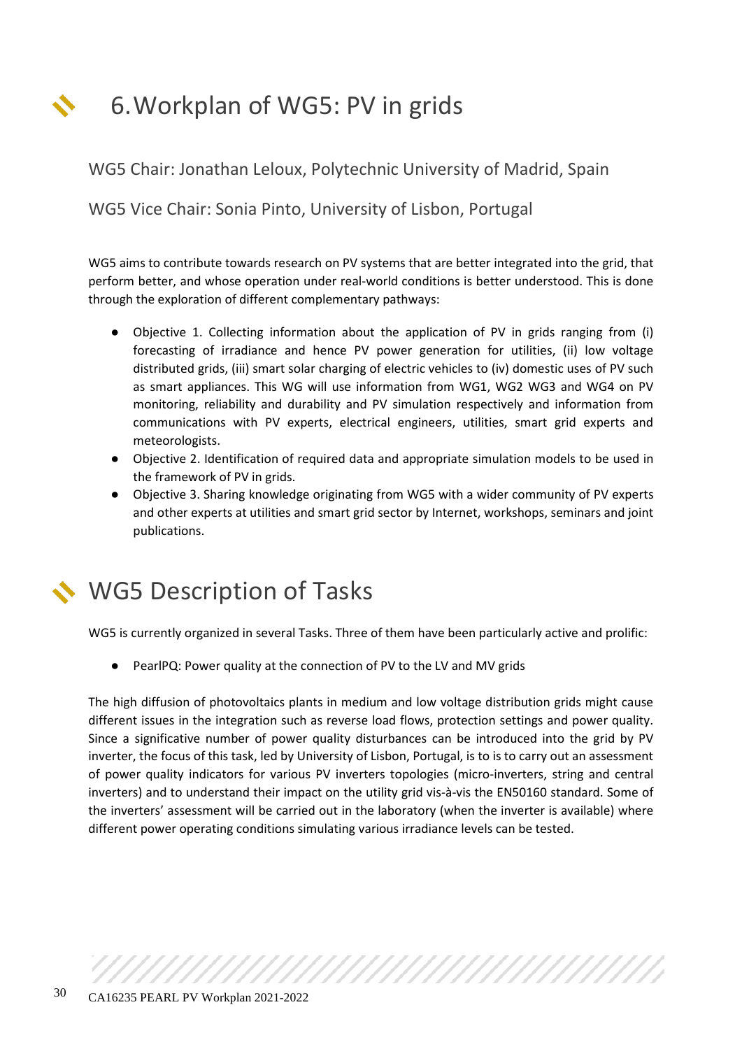# 6. Workplan of WG5: PV in grids

WG5 Chair: Jonathan Leloux, Polytechnic University of Madrid, Spain

WG5 Vice Chair: Sonia Pinto, University of Lisbon, Portugal

WG5 aims to contribute towards research on PV systems that are better integrated into the grid, that perform better, and whose operation under real-world conditions is better understood. This is done through the exploration of different complementary pathways:

- Objective 1. Collecting information about the application of PV in grids ranging from (i) forecasting of irradiance and hence PV power generation for utilities, (ii) low voltage distributed grids, (iii) smart solar charging of electric vehicles to (iv) domestic uses of PV such as smart appliances. This WG will use information from WG1, WG2 WG3 and WG4 on PV monitoring, reliability and durability and PV simulation respectively and information from communications with PV experts, electrical engineers, utilities, smart grid experts and meteorologists.
- Objective 2. Identification of required data and appropriate simulation models to be used in the framework of PV in grids.
- Objective 3. Sharing knowledge originating from WG5 with a wider community of PV experts and other experts at utilities and smart grid sector by Internet, workshops, seminars and joint publications.

# WG5 Description of Tasks

WG5 is currently organized in several Tasks. Three of them have been particularly active and prolific:

- PearlPQ: Power quality at the connection of PV to the LV and MV grids

The high diffusion of photovoltaics plants in medium and low voltage distribution grids might cause different issues in the integration such as reverse load flows, protection settings and power quality. Since a significative number of power quality disturbances can be introduced into the grid by PV inverter, the focus of this task, led by University of Lisbon, Portugal, is to is to carry out an assessment of power quality indicators for various PV inverters topologies (micro-inverters, string and central inverters) and to understand their impact on the utility grid vis-à-vis the EN50160 standard. Some of the inverters' assessment will be carried out in the laboratory (when the inverter is available) where different power operating conditions simulating various irradiance levels can be tested.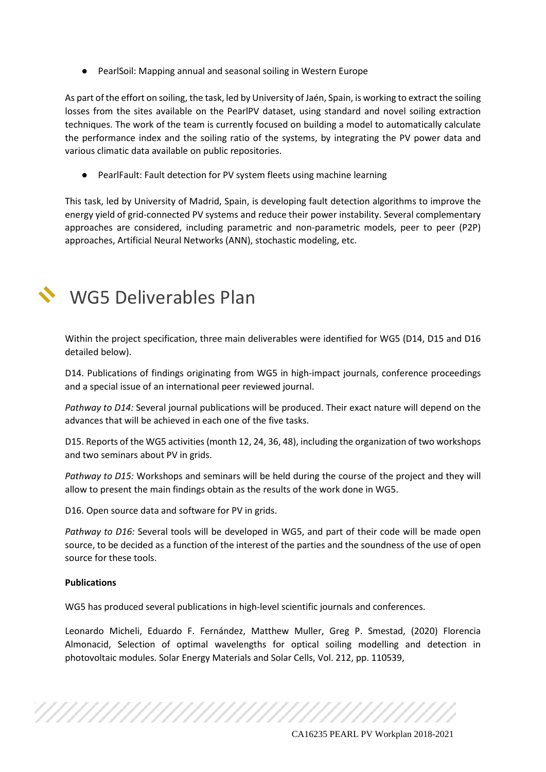- PearlSoil: Mapping annual and seasonal soiling in Western Europe

As part of the effort on soiling, the task, led by University of Jaén, Spain, is working to extract the soiling losses from the sites available on the PearlPV dataset, using standard and novel soiling extraction techniques. The work of the team is currently focused on building a model to automatically calculate the performance index and the soiling ratio of the systems, by integrating the PV power data and various climatic data available on public repositories.

- PearlFault: Fault detection for PV system fleets using machine learning

This task, led by University of Madrid, Spain, is developing fault detection algorithms to improve the energy yield of grid-connected PV systems and reduce their power instability. Several complementary approaches are considered, including parametric and non-parametric models, peer to peer (P2P) approaches, Artificial Neural Networks (ANN), stochastic modeling, etc.

# WG5 Deliverables Plan

Within the project specification, three main deliverables were identified for WG5 (D14, D15 and D16 detailed below).

D14. Publications of findings originating from WG5 in high-impact journals, conference proceedings and a special issue of an international peer reviewed journal.

*Pathway to D14:* Several journal publications will be produced. Their exact nature will depend on the advances that will be achieved in each one of the five tasks.

D15. Reports of the WG5 activities (month 12, 24, 36, 48), including the organization of two workshops and two seminars about PV in grids.

*Pathway to D15:* Workshops and seminars will be held during the course of the project and they will allow to present the main findings obtain as the results of the work done in WG5.

D16. Open source data and software for PV in grids.

*Pathway to D16:* Several tools will be developed in WG5, and part of their code will be made open source, to be decided as a function of the interest of the parties and the soundness of the use of open source for these tools.

**Publications**

WG5 has produced several publications in high-level scientific journals and conferences.

Leonardo Micheli, Eduardo F. Fernández, Matthew Muller, Greg P. Smestad, (2020) Florencia Almonacid, Selection of optimal wavelengths for optical soiling modelling and detection in photovoltaic modules. Solar Energy Materials and Solar Cells, Vol. 212, pp. 110539,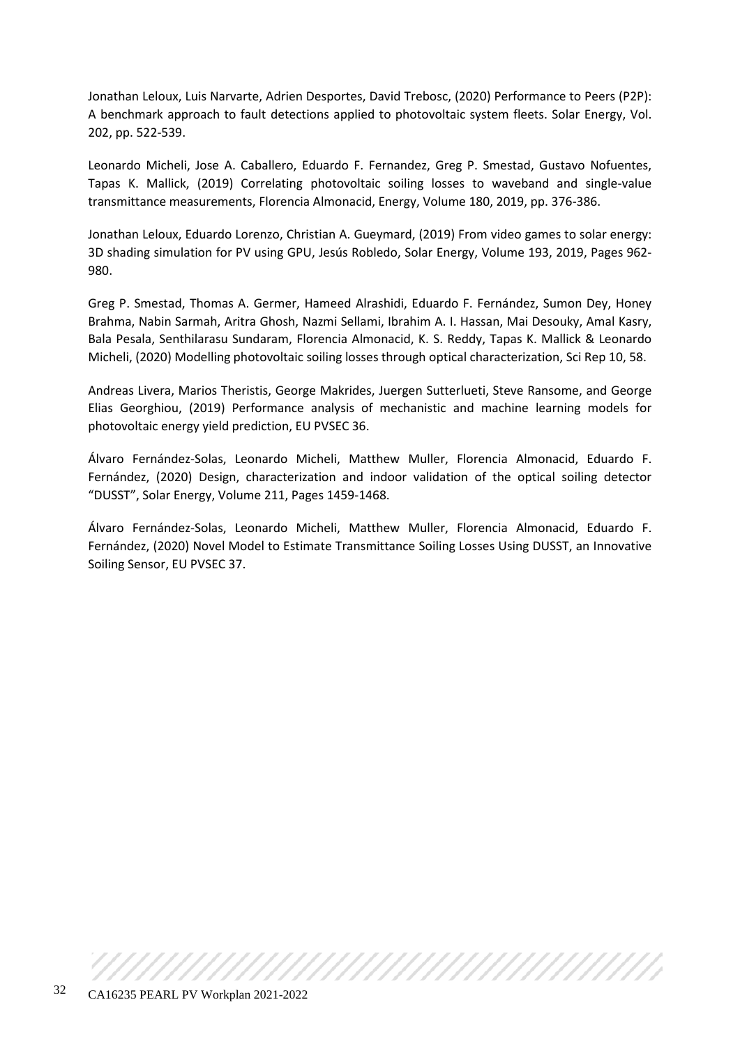Jonathan Leloux, Luis Narvarte, Adrien Desportes, David Trebosc, (2020) Performance to Peers (P2P): A benchmark approach to fault detections applied to photovoltaic system fleets. Solar Energy, Vol. 202, pp. 522-539.

Leonardo Micheli, Jose A. Caballero, Eduardo F. Fernandez, Greg P. Smestad, Gustavo Nofuentes, Tapas K. Mallick, (2019) Correlating photovoltaic soiling losses to waveband and single-value transmittance measurements, Florencia Almonacid, Energy, Volume 180, 2019, pp. 376-386.

Jonathan Leloux, Eduardo Lorenzo, Christian A. Gueymard, (2019) From video games to solar energy: 3D shading simulation for PV using GPU, Jesús Robledo, Solar Energy, Volume 193, 2019, Pages 962-980.

Greg P. Smestad, Thomas A. Germer, Hameed Alrashidi, Eduardo F. Fernández, Sumon Dey, Honey Brahma, Nabin Sarmah, Aritra Ghosh, Nazmi Sellami, Ibrahim A. I. Hassan, Mai Desouky, Amal Kasry, Bala Pesala, Senthilarasu Sundaram, Florencia Almonacid, K. S. Reddy, Tapas K. Mallick & Leonardo Micheli, (2020) Modelling photovoltaic soiling losses through optical characterization, Sci Rep 10, 58.

Andreas Livera, Marios Theristis, George Makrides, Juergen Sutterlueti, Steve Ransome, and George Elias Georghiou, (2019) Performance analysis of mechanistic and machine learning models for photovoltaic energy yield prediction, EU PVSEC 36.

Álvaro Fernández-Solas, Leonardo Micheli, Matthew Muller, Florencia Almonacid, Eduardo F. Fernández, (2020) Design, characterization and indoor validation of the optical soiling detector "DUSST", Solar Energy, Volume 211, Pages 1459-1468.

Álvaro Fernández-Solas, Leonardo Micheli, Matthew Muller, Florencia Almonacid, Eduardo F. Fernández, (2020) Novel Model to Estimate Transmittance Soiling Losses Using DUSST, an Innovative Soiling Sensor, EU PVSEC 37.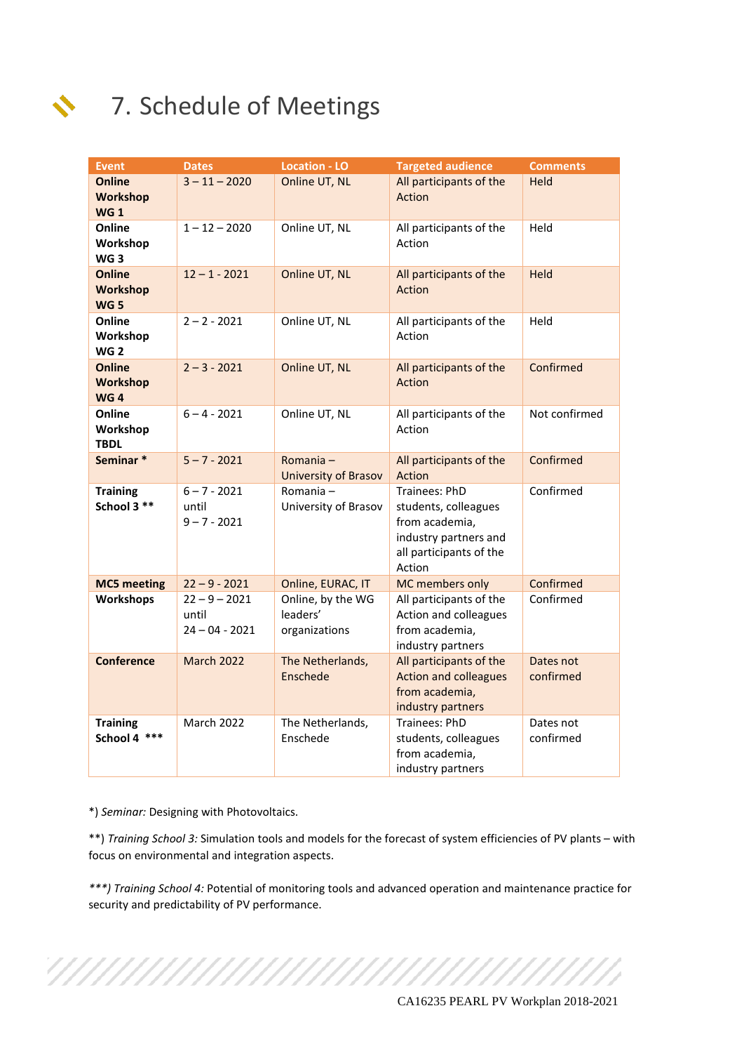# 7. Schedule of Meetings

| Event | Dates | Location - LO | Targeted audience | Comments |
|---|---|---|---|---|
| **Online Workshop WG 1** | 3 – 11 – 2020 | Online UT, NL | All participants of the Action | Held |
| **Online Workshop WG 3** | 1 – 12 – 2020 | Online UT, NL | All participants of the Action | Held |
| **Online Workshop WG 5** | 12 – 1 - 2021 | Online UT, NL | All participants of the Action | Held |
| **Online Workshop WG 2** | 2 – 2 - 2021 | Online UT, NL | All participants of the Action | Held |
| **Online Workshop WG 4** | 2 – 3 - 2021 | Online UT, NL | All participants of the Action | Confirmed |
| **Online Workshop TBDL** | 6 – 4 - 2021 | Online UT, NL | All participants of the Action | Not confirmed |
| **Seminar *** | 5 – 7 - 2021 | Romania – University of Brasov | All participants of the Action | Confirmed |
| **Training School 3 **** | 6 – 7 - 2021 until 9 – 7 - 2021 | Romania – University of Brasov | Trainees: PhD students, colleagues from academia, industry partners and all participants of the Action | Confirmed |
| **MC5 meeting** | 22 – 9 - 2021 | Online, EURAC, IT | MC members only | Confirmed |
| **Workshops** | 22 – 9 – 2021 until 24 – 04 - 2021 | Online, by the WG leaders' organizations | All participants of the Action and colleagues from academia, industry partners | Confirmed |
| **Conference** | March 2022 | The Netherlands, Enschede | All participants of the Action and colleagues from academia, industry partners | Dates not confirmed |
| **Training School 4 ***** | March 2022 | The Netherlands, Enschede | Trainees: PhD students, colleagues from academia, industry partners | Dates not confirmed |

*) *Seminar:* Designing with Photovoltaics.

**) *Training School 3:* Simulation tools and models for the forecast of system efficiencies of PV plants – with focus on environmental and integration aspects.

*\*\*\*) Training School 4:* Potential of monitoring tools and advanced operation and maintenance practice for security and predictability of PV performance.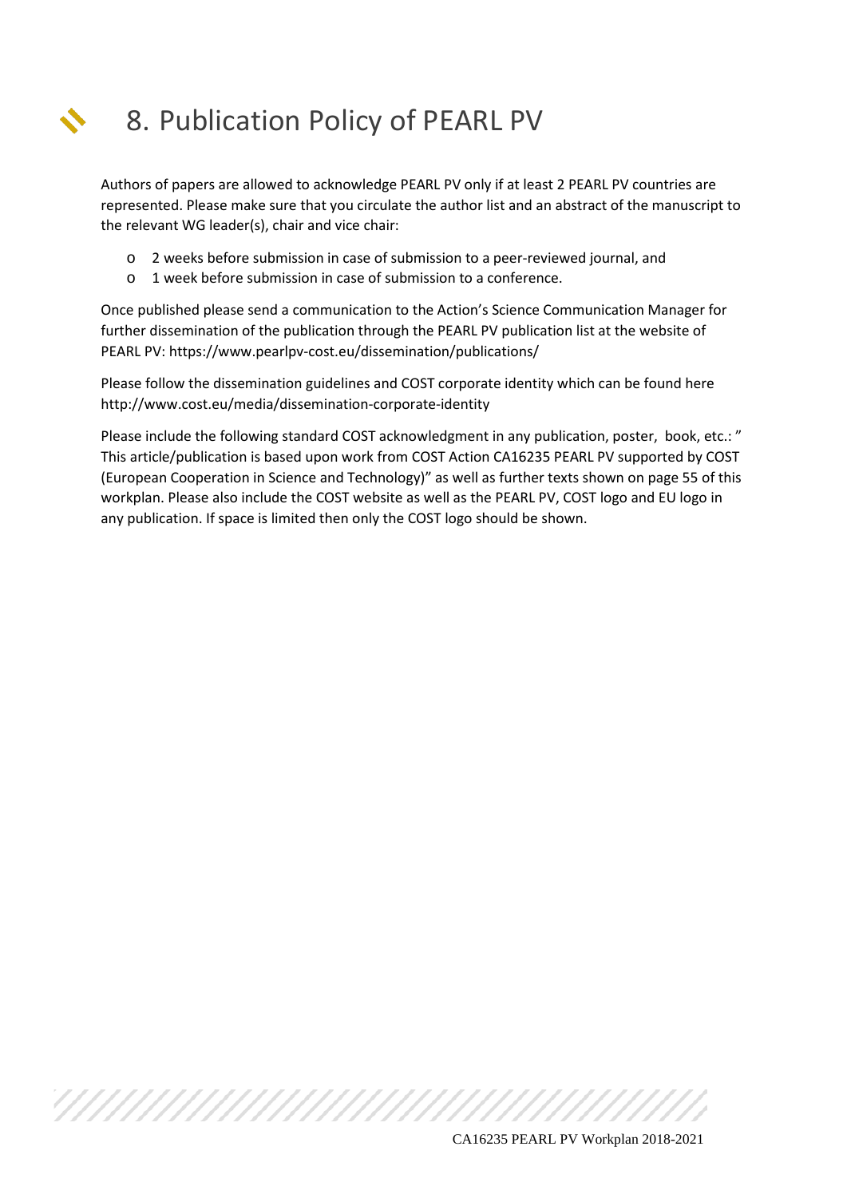# 8. Publication Policy of PEARL PV

Authors of papers are allowed to acknowledge PEARL PV only if at least 2 PEARL PV countries are represented. Please make sure that you circulate the author list and an abstract of the manuscript to the relevant WG leader(s), chair and vice chair:

- 2 weeks before submission in case of submission to a peer-reviewed journal, and
- 1 week before submission in case of submission to a conference.

Once published please send a communication to the Action's Science Communication Manager for further dissemination of the publication through the PEARL PV publication list at the website of PEARL PV: https://www.pearlpv-cost.eu/dissemination/publications/

Please follow the dissemination guidelines and COST corporate identity which can be found here http://www.cost.eu/media/dissemination-corporate-identity

Please include the following standard COST acknowledgment in any publication, poster, book, etc.: " This article/publication is based upon work from COST Action CA16235 PEARL PV supported by COST (European Cooperation in Science and Technology)" as well as further texts shown on page 55 of this workplan. Please also include the COST website as well as the PEARL PV, COST logo and EU logo in any publication. If space is limited then only the COST logo should be shown.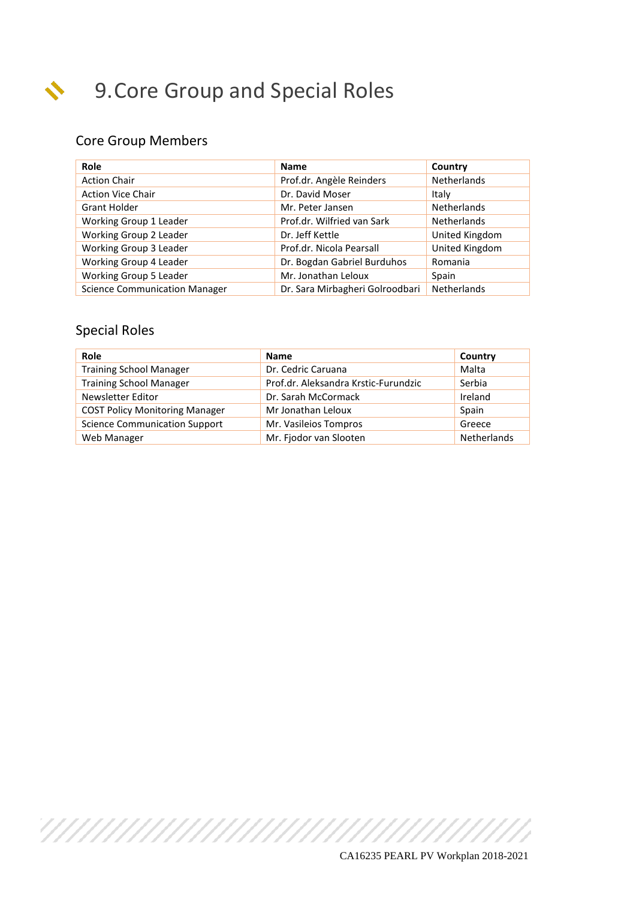# 9. Core Group and Special Roles

## Core Group Members

| Role | Name | Country |
|---|---|---|
| Action Chair | Prof.dr. Angèle Reinders | Netherlands |
| Action Vice Chair | Dr. David Moser | Italy |
| Grant Holder | Mr. Peter Jansen | Netherlands |
| Working Group 1 Leader | Prof.dr. Wilfried van Sark | Netherlands |
| Working Group 2 Leader | Dr. Jeff Kettle | United Kingdom |
| Working Group 3 Leader | Prof.dr. Nicola Pearsall | United Kingdom |
| Working Group 4 Leader | Dr. Bogdan Gabriel Burduhos | Romania |
| Working Group 5 Leader | Mr. Jonathan Leloux | Spain |
| Science Communication Manager | Dr. Sara Mirbagheri Golroodbari | Netherlands |

## Special Roles

| Role | Name | Country |
|---|---|---|
| Training School Manager | Dr. Cedric Caruana | Malta |
| Training School Manager | Prof.dr. Aleksandra Krstic-Furundzic | Serbia |
| Newsletter Editor | Dr. Sarah McCormack | Ireland |
| COST Policy Monitoring Manager | Mr Jonathan Leloux | Spain |
| Science Communication Support | Mr. Vasileios Tompros | Greece |
| Web Manager | Mr. Fjodor van Slooten | Netherlands |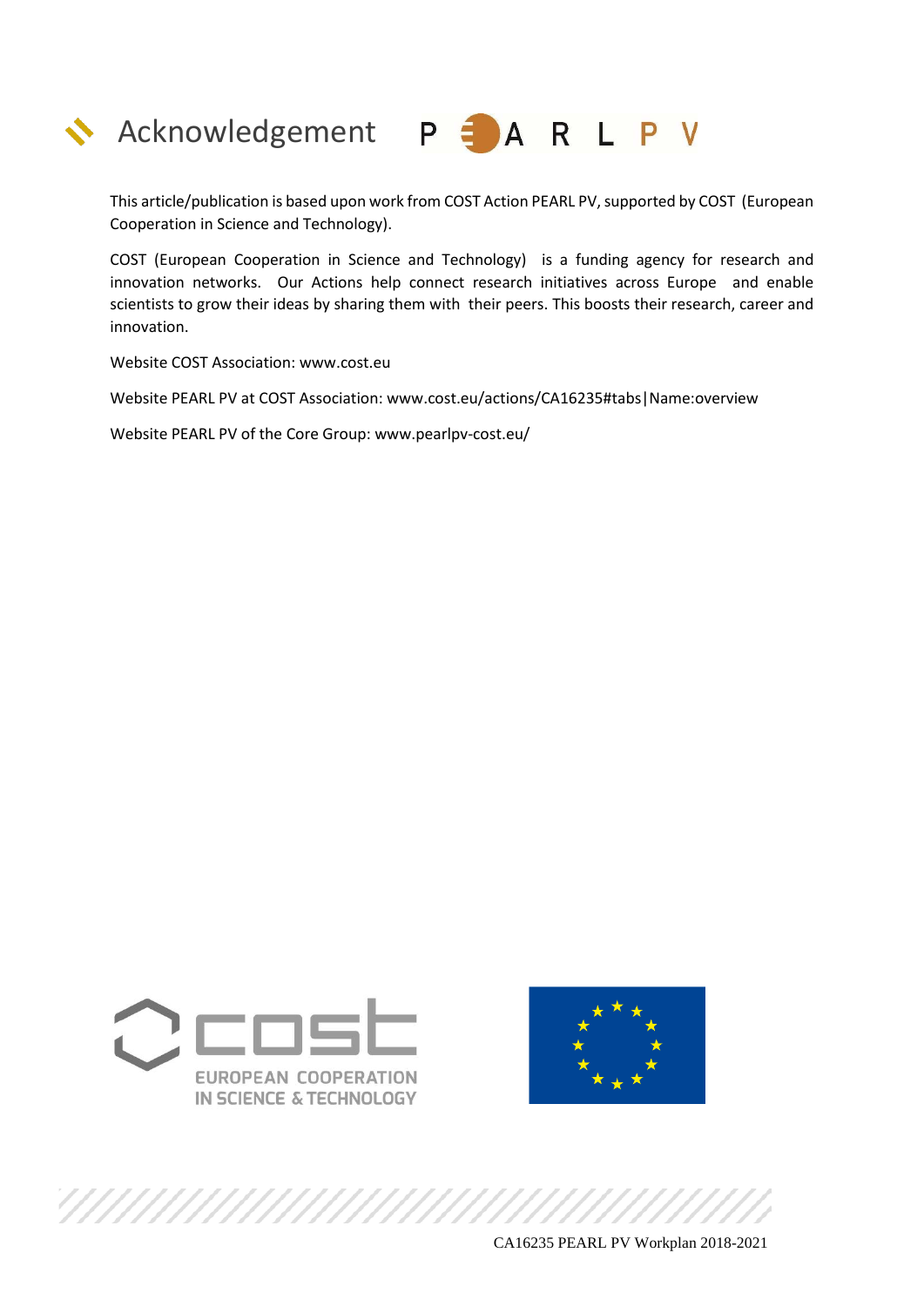# Acknowledgement

This article/publication is based upon work from COST Action PEARL PV, supported by COST (European Cooperation in Science and Technology).

COST (European Cooperation in Science and Technology) is a funding agency for research and innovation networks. Our Actions help connect research initiatives across Europe and enable scientists to grow their ideas by sharing them with their peers. This boosts their research, career and innovation.

Website COST Association: www.cost.eu

Website PEARL PV at COST Association: www.cost.eu/actions/CA16235#tabs|Name:overview

Website PEARL PV of the Core Group: www.pearlpv-cost.eu/